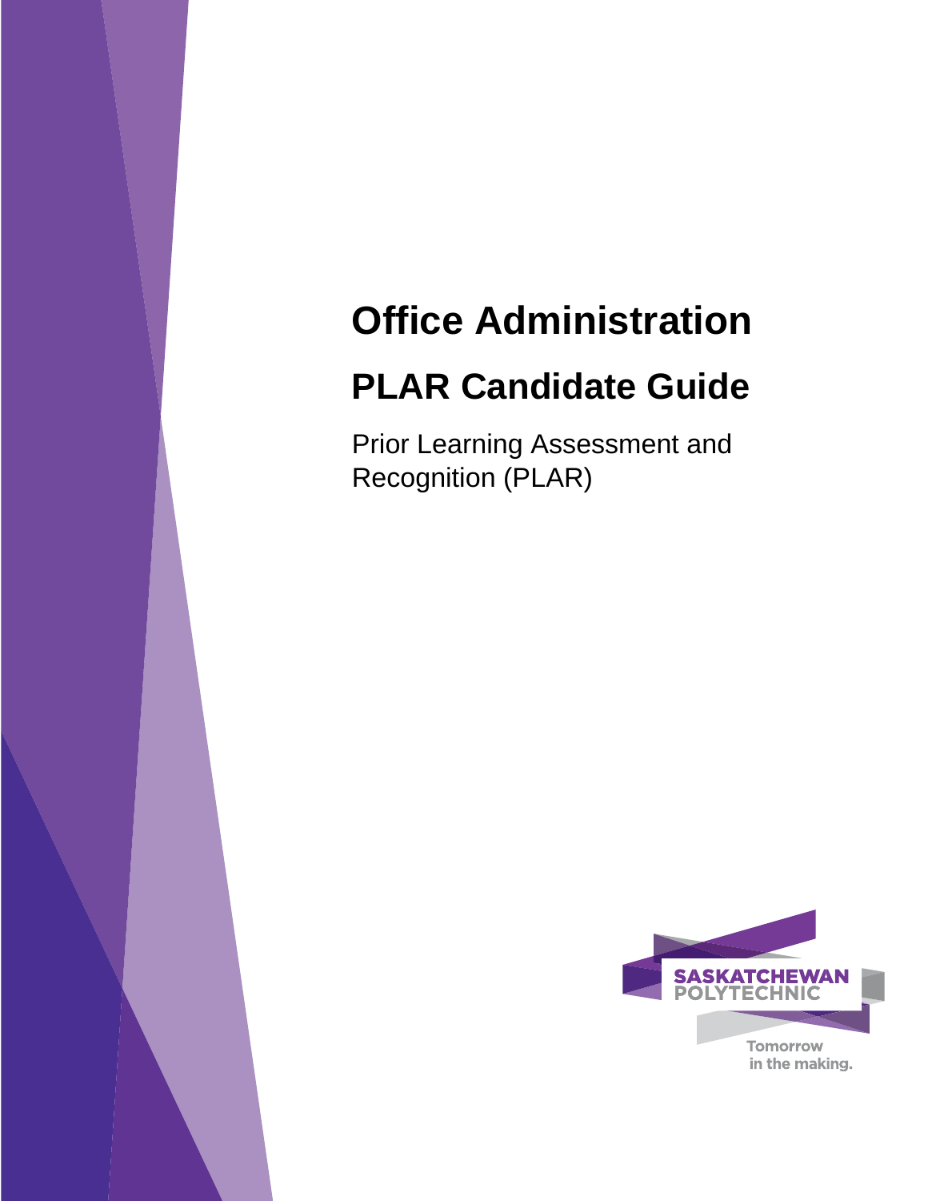# Office Administration

# PLAR Candidate Guide

Prior Learning Assessment and Recognition (PLAR)

SASKATCHEWAN POLYTECHNIC

Tomorrow in the making.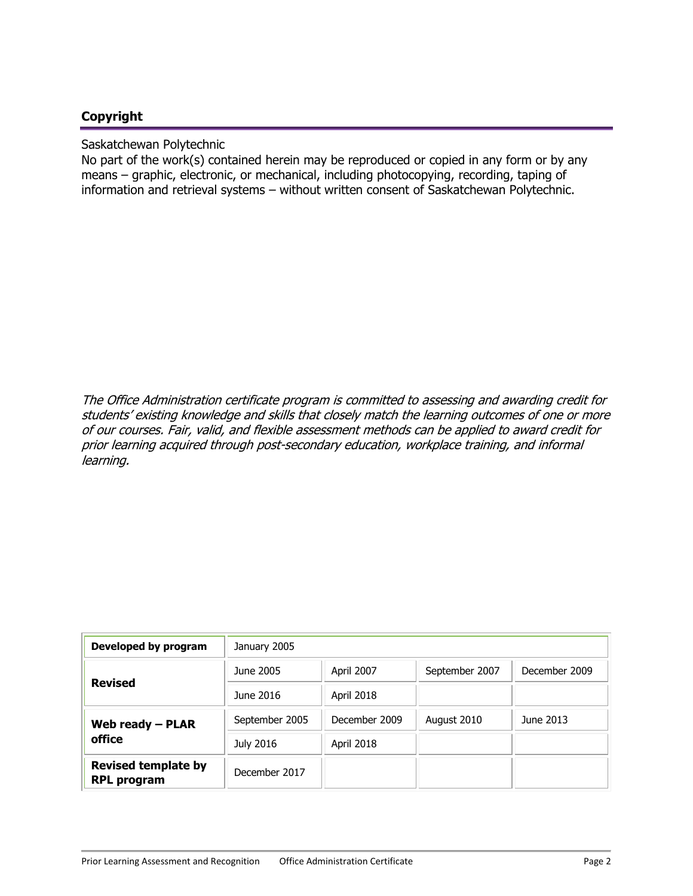## Copyright

Saskatchewan Polytechnic
No part of the work(s) contained herein may be reproduced or copied in any form or by any means – graphic, electronic, or mechanical, including photocopying, recording, taping of information and retrieval systems – without written consent of Saskatchewan Polytechnic.

*The Office Administration certificate program is committed to assessing and awarding credit for students' existing knowledge and skills that closely match the learning outcomes of one or more of our courses. Fair, valid, and flexible assessment methods can be applied to award credit for prior learning acquired through post-secondary education, workplace training, and informal learning.*

| | | | | |
|---|---|---|---|---|
| **Developed by program** | January 2005 | | | |
| **Revised** | June 2005 | April 2007 | September 2007 | December 2009 |
| | June 2016 | April 2018 | | |
| **Web ready – PLAR office** | September 2005 | December 2009 | August 2010 | June 2013 |
| | July 2016 | April 2018 | | |
| **Revised template by RPL program** | December 2017 | | | |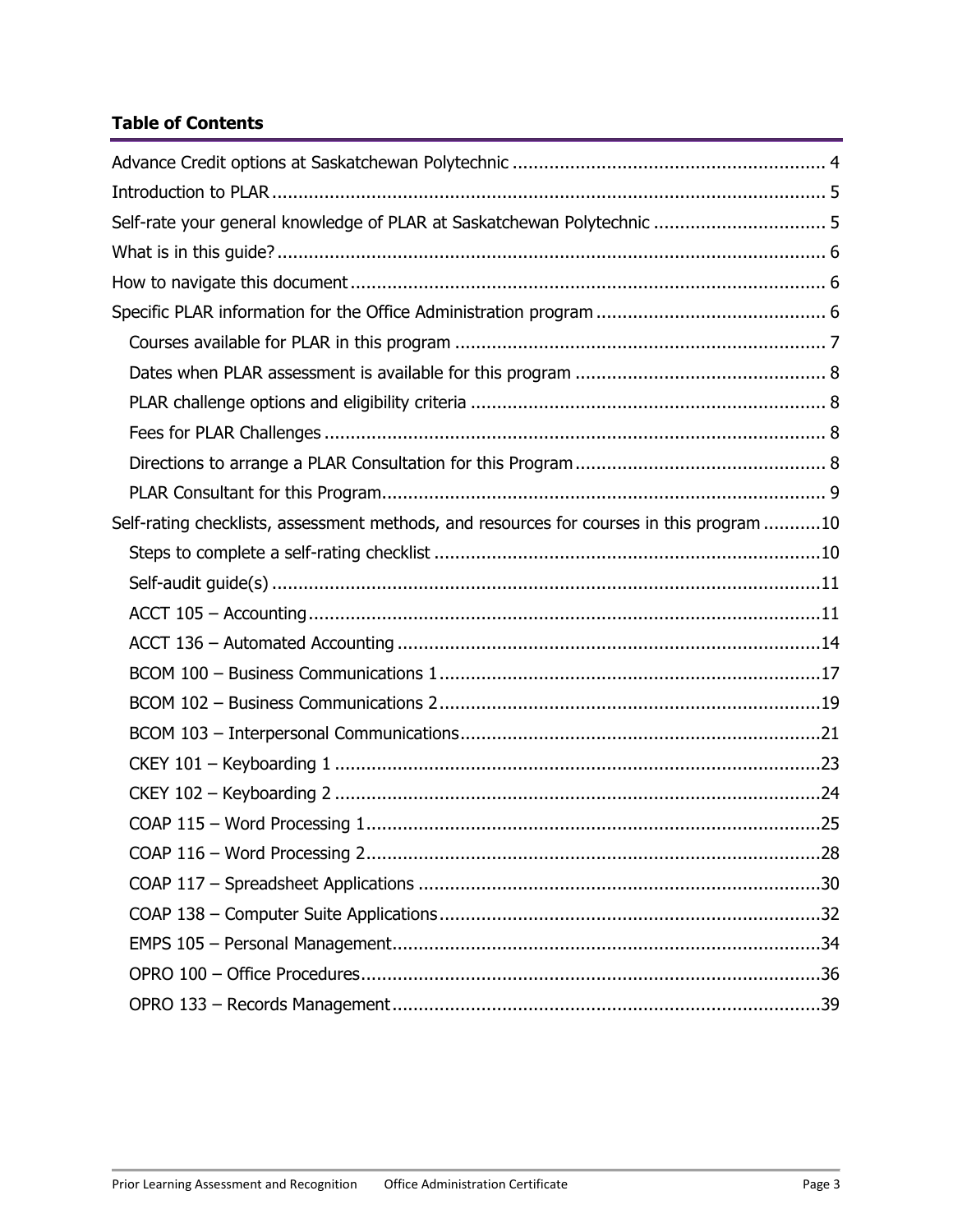**Table of Contents**

- Advance Credit options at Saskatchewan Polytechnic ........ 4
- Introduction to PLAR ........ 5
- Self-rate your general knowledge of PLAR at Saskatchewan Polytechnic ........ 5
- What is in this guide? ........ 6
- How to navigate this document ........ 6
- Specific PLAR information for the Office Administration program ........ 6
  - Courses available for PLAR in this program ........ 7
  - Dates when PLAR assessment is available for this program ........ 8
  - PLAR challenge options and eligibility criteria ........ 8
  - Fees for PLAR Challenges ........ 8
  - Directions to arrange a PLAR Consultation for this Program ........ 8
  - PLAR Consultant for this Program ........ 9
- Self-rating checklists, assessment methods, and resources for courses in this program ........ 10
  - Steps to complete a self-rating checklist ........ 10
  - Self-audit guide(s) ........ 11
  - ACCT 105 – Accounting ........ 11
  - ACCT 136 – Automated Accounting ........ 14
  - BCOM 100 – Business Communications 1 ........ 17
  - BCOM 102 – Business Communications 2 ........ 19
  - BCOM 103 – Interpersonal Communications ........ 21
  - CKEY 101 – Keyboarding 1 ........ 23
  - CKEY 102 – Keyboarding 2 ........ 24
  - COAP 115 – Word Processing 1 ........ 25
  - COAP 116 – Word Processing 2 ........ 28
  - COAP 117 – Spreadsheet Applications ........ 30
  - COAP 138 – Computer Suite Applications ........ 32
  - EMPS 105 – Personal Management ........ 34
  - OPRO 100 – Office Procedures ........ 36
  - OPRO 133 – Records Management ........ 39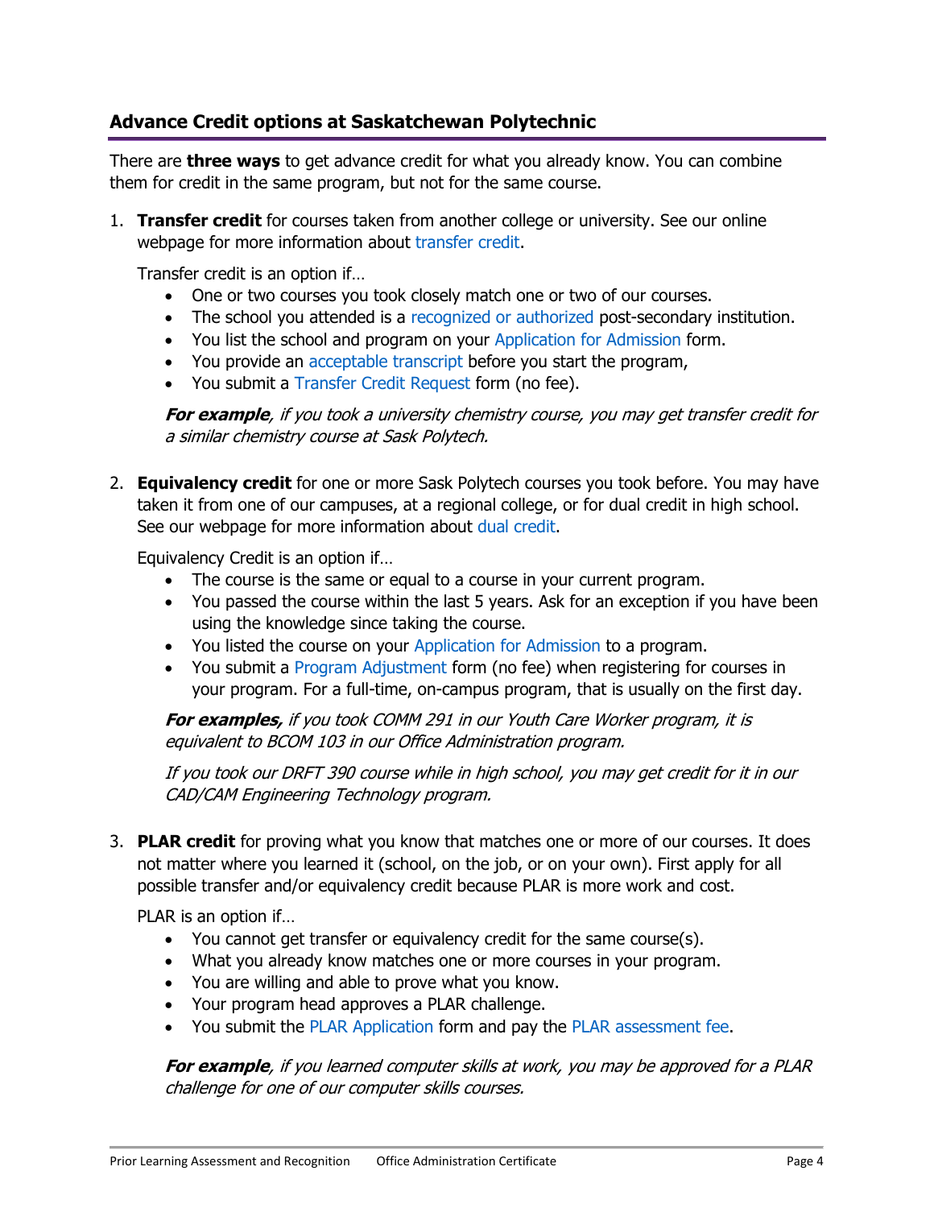## Advance Credit options at Saskatchewan Polytechnic

There are **three ways** to get advance credit for what you already know. You can combine them for credit in the same program, but not for the same course.

1. **Transfer credit** for courses taken from another college or university. See our online webpage for more information about transfer credit.

   Transfer credit is an option if…
   - One or two courses you took closely match one or two of our courses.
   - The school you attended is a recognized or authorized post-secondary institution.
   - You list the school and program on your Application for Admission form.
   - You provide an acceptable transcript before you start the program,
   - You submit a Transfer Credit Request form (no fee).

   ***For example****, if you took a university chemistry course, you may get transfer credit for a similar chemistry course at Sask Polytech.*

2. **Equivalency credit** for one or more Sask Polytech courses you took before. You may have taken it from one of our campuses, at a regional college, or for dual credit in high school. See our webpage for more information about dual credit.

   Equivalency Credit is an option if…
   - The course is the same or equal to a course in your current program.
   - You passed the course within the last 5 years. Ask for an exception if you have been using the knowledge since taking the course.
   - You listed the course on your Application for Admission to a program.
   - You submit a Program Adjustment form (no fee) when registering for courses in your program. For a full-time, on-campus program, that is usually on the first day.

   ***For examples,*** *if you took COMM 291 in our Youth Care Worker program, it is equivalent to BCOM 103 in our Office Administration program.*

   *If you took our DRFT 390 course while in high school, you may get credit for it in our CAD/CAM Engineering Technology program.*

3. **PLAR credit** for proving what you know that matches one or more of our courses. It does not matter where you learned it (school, on the job, or on your own). First apply for all possible transfer and/or equivalency credit because PLAR is more work and cost.

   PLAR is an option if…
   - You cannot get transfer or equivalency credit for the same course(s).
   - What you already know matches one or more courses in your program.
   - You are willing and able to prove what you know.
   - Your program head approves a PLAR challenge.
   - You submit the PLAR Application form and pay the PLAR assessment fee.

   ***For example****, if you learned computer skills at work, you may be approved for a PLAR challenge for one of our computer skills courses.*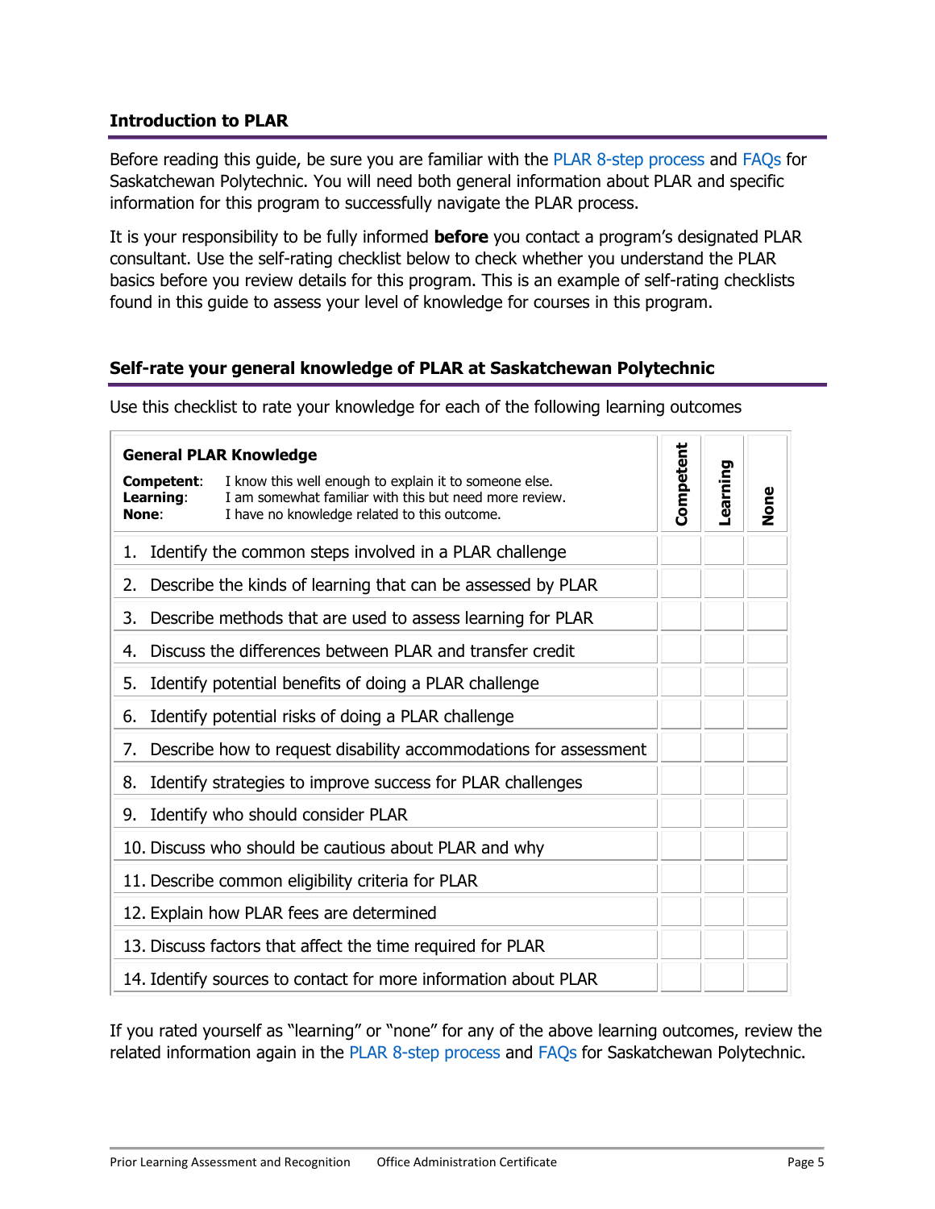## Introduction to PLAR

Before reading this guide, be sure you are familiar with the PLAR 8-step process and FAQs for Saskatchewan Polytechnic. You will need both general information about PLAR and specific information for this program to successfully navigate the PLAR process.

It is your responsibility to be fully informed **before** you contact a program's designated PLAR consultant. Use the self-rating checklist below to check whether you understand the PLAR basics before you review details for this program. This is an example of self-rating checklists found in this guide to assess your level of knowledge for courses in this program.

## Self-rate your general knowledge of PLAR at Saskatchewan Polytechnic

Use this checklist to rate your knowledge for each of the following learning outcomes

| **General PLAR Knowledge**<br>**Competent**: I know this well enough to explain it to someone else.<br>**Learning**: I am somewhat familiar with this but need more review.<br>**None**: I have no knowledge related to this outcome. | Competent | Learning | None |
|---|---|---|---|
| 1. Identify the common steps involved in a PLAR challenge | | | |
| 2. Describe the kinds of learning that can be assessed by PLAR | | | |
| 3. Describe methods that are used to assess learning for PLAR | | | |
| 4. Discuss the differences between PLAR and transfer credit | | | |
| 5. Identify potential benefits of doing a PLAR challenge | | | |
| 6. Identify potential risks of doing a PLAR challenge | | | |
| 7. Describe how to request disability accommodations for assessment | | | |
| 8. Identify strategies to improve success for PLAR challenges | | | |
| 9. Identify who should consider PLAR | | | |
| 10. Discuss who should be cautious about PLAR and why | | | |
| 11. Describe common eligibility criteria for PLAR | | | |
| 12. Explain how PLAR fees are determined | | | |
| 13. Discuss factors that affect the time required for PLAR | | | |
| 14. Identify sources to contact for more information about PLAR | | | |

If you rated yourself as "learning" or "none" for any of the above learning outcomes, review the related information again in the PLAR 8-step process and FAQs for Saskatchewan Polytechnic.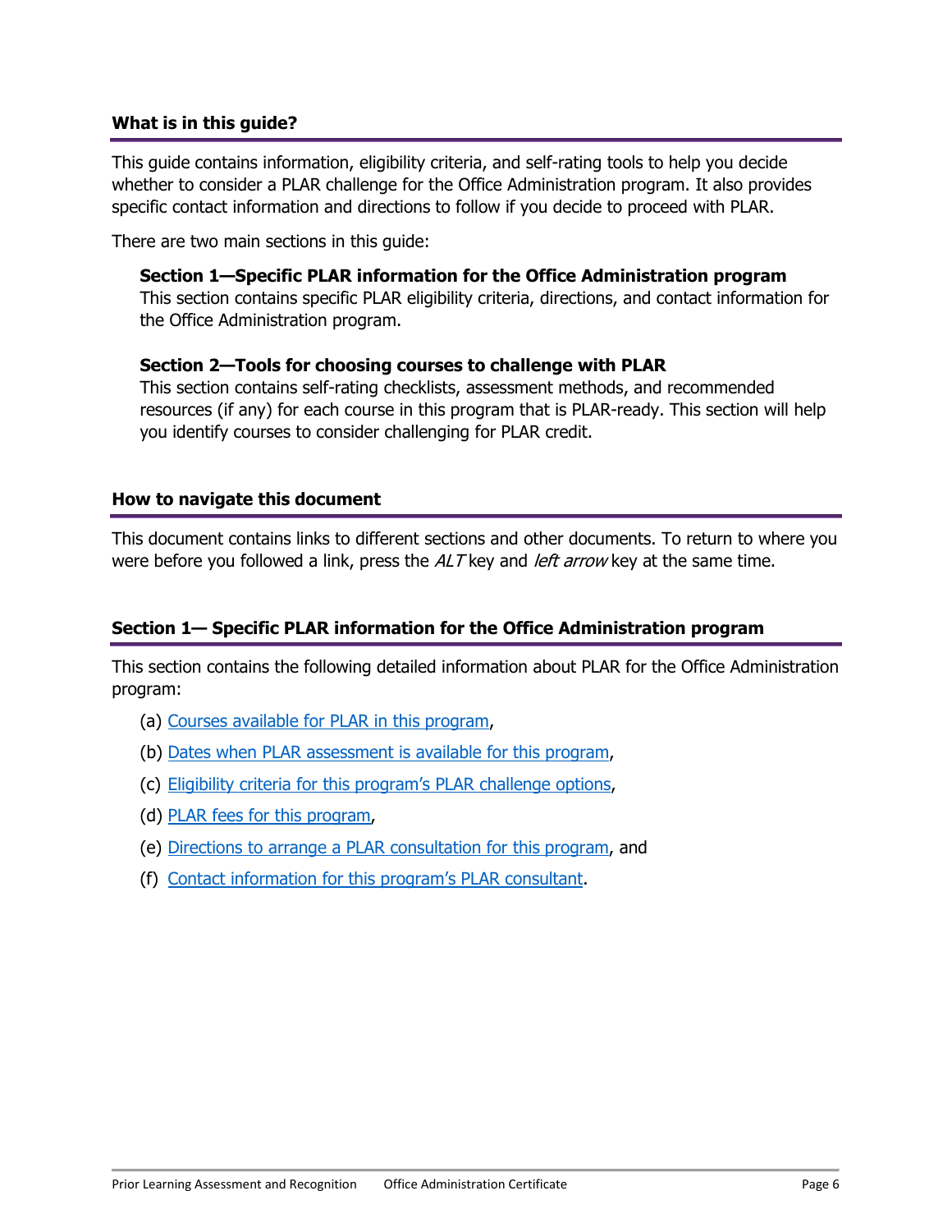## What is in this guide?

This guide contains information, eligibility criteria, and self-rating tools to help you decide whether to consider a PLAR challenge for the Office Administration program. It also provides specific contact information and directions to follow if you decide to proceed with PLAR.

There are two main sections in this guide:

**Section 1—Specific PLAR information for the Office Administration program**
This section contains specific PLAR eligibility criteria, directions, and contact information for the Office Administration program.

**Section 2—Tools for choosing courses to challenge with PLAR**
This section contains self-rating checklists, assessment methods, and recommended resources (if any) for each course in this program that is PLAR-ready. This section will help you identify courses to consider challenging for PLAR credit.

## How to navigate this document

This document contains links to different sections and other documents. To return to where you were before you followed a link, press the *ALT* key and *left arrow* key at the same time.

## Section 1— Specific PLAR information for the Office Administration program

This section contains the following detailed information about PLAR for the Office Administration program:

(a) Courses available for PLAR in this program,

(b) Dates when PLAR assessment is available for this program,

(c) Eligibility criteria for this program's PLAR challenge options,

(d) PLAR fees for this program,

(e) Directions to arrange a PLAR consultation for this program, and

(f) Contact information for this program's PLAR consultant.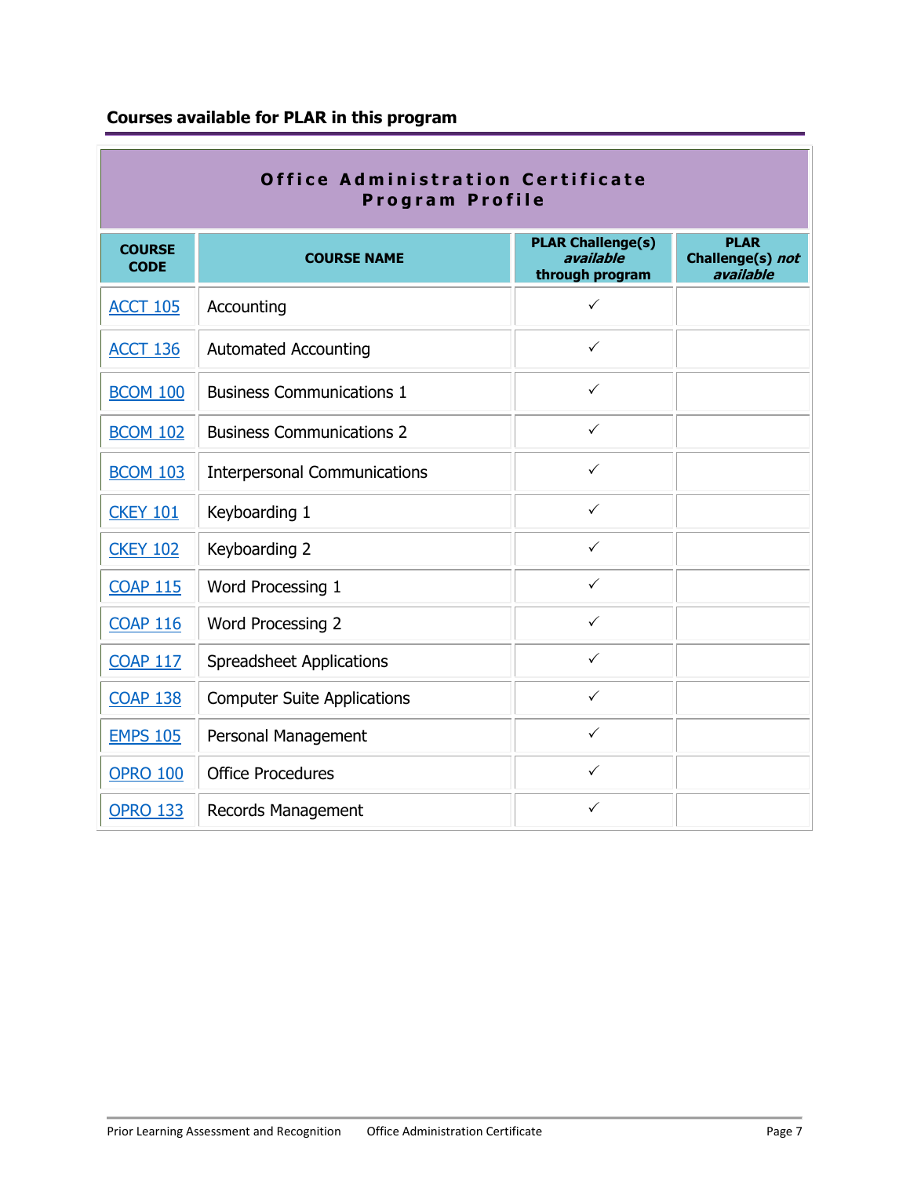## Courses available for PLAR in this program

| **Office Administration Certificate Program Profile** | | | |
|---|---|---|---|
| **COURSE CODE** | **COURSE NAME** | **PLAR Challenge(s)** ***available*** **through program** | **PLAR Challenge(s)** ***not available*** |
| ACCT 105 | Accounting | ✓ | |
| ACCT 136 | Automated Accounting | ✓ | |
| BCOM 100 | Business Communications 1 | ✓ | |
| BCOM 102 | Business Communications 2 | ✓ | |
| BCOM 103 | Interpersonal Communications | ✓ | |
| CKEY 101 | Keyboarding 1 | ✓ | |
| CKEY 102 | Keyboarding 2 | ✓ | |
| COAP 115 | Word Processing 1 | ✓ | |
| COAP 116 | Word Processing 2 | ✓ | |
| COAP 117 | Spreadsheet Applications | ✓ | |
| COAP 138 | Computer Suite Applications | ✓ | |
| EMPS 105 | Personal Management | ✓ | |
| OPRO 100 | Office Procedures | ✓ | |
| OPRO 133 | Records Management | ✓ | |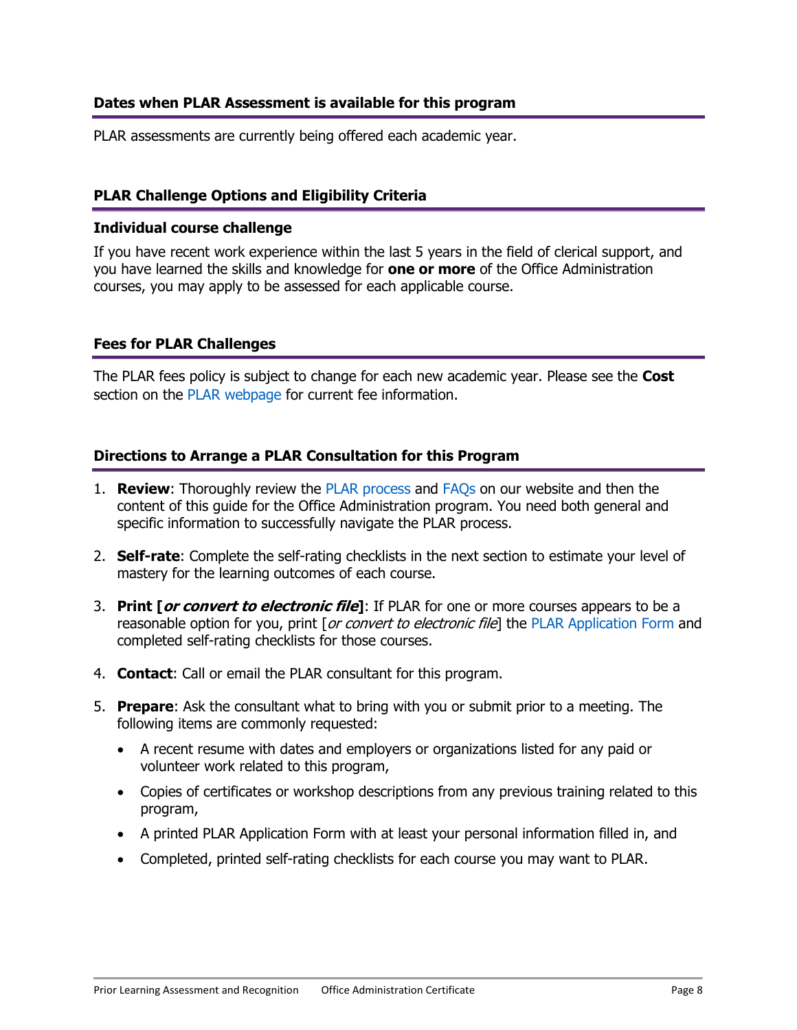### Dates when PLAR Assessment is available for this program

PLAR assessments are currently being offered each academic year.

### PLAR Challenge Options and Eligibility Criteria

#### Individual course challenge

If you have recent work experience within the last 5 years in the field of clerical support, and you have learned the skills and knowledge for **one or more** of the Office Administration courses, you may apply to be assessed for each applicable course.

### Fees for PLAR Challenges

The PLAR fees policy is subject to change for each new academic year. Please see the **Cost** section on the PLAR webpage for current fee information.

### Directions to Arrange a PLAR Consultation for this Program

1. **Review**: Thoroughly review the PLAR process and FAQs on our website and then the content of this guide for the Office Administration program. You need both general and specific information to successfully navigate the PLAR process.

2. **Self-rate**: Complete the self-rating checklists in the next section to estimate your level of mastery for the learning outcomes of each course.

3. **Print [*or convert to electronic file*]**: If PLAR for one or more courses appears to be a reasonable option for you, print [*or convert to electronic file*] the PLAR Application Form and completed self-rating checklists for those courses.

4. **Contact**: Call or email the PLAR consultant for this program.

5. **Prepare**: Ask the consultant what to bring with you or submit prior to a meeting. The following items are commonly requested:
   - A recent resume with dates and employers or organizations listed for any paid or volunteer work related to this program,
   - Copies of certificates or workshop descriptions from any previous training related to this program,
   - A printed PLAR Application Form with at least your personal information filled in, and
   - Completed, printed self-rating checklists for each course you may want to PLAR.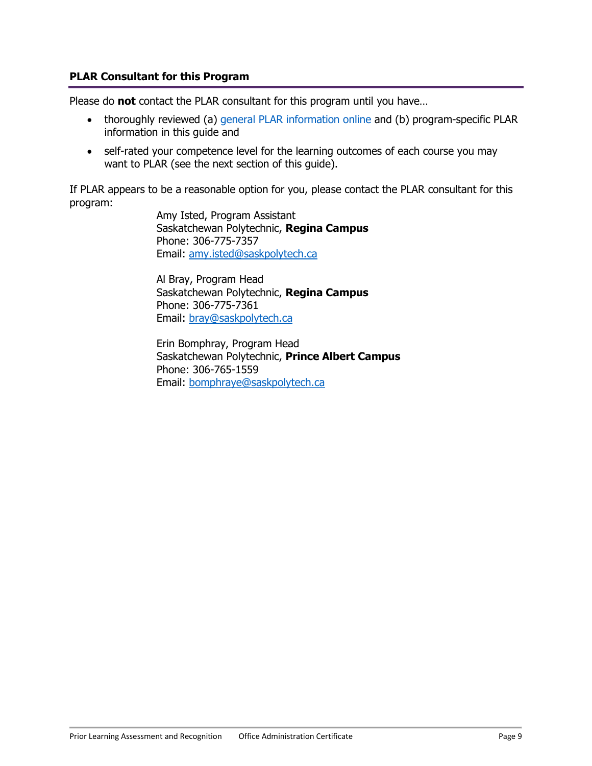### PLAR Consultant for this Program

Please do **not** contact the PLAR consultant for this program until you have…

- thoroughly reviewed (a) general PLAR information online and (b) program-specific PLAR information in this guide and
- self-rated your competence level for the learning outcomes of each course you may want to PLAR (see the next section of this guide).

If PLAR appears to be a reasonable option for you, please contact the PLAR consultant for this program:

Amy Isted, Program Assistant
Saskatchewan Polytechnic, **Regina Campus**
Phone: 306-775-7357
Email: amy.isted@saskpolytech.ca

Al Bray, Program Head
Saskatchewan Polytechnic, **Regina Campus**
Phone: 306-775-7361
Email: bray@saskpolytech.ca

Erin Bomphray, Program Head
Saskatchewan Polytechnic, **Prince Albert Campus**
Phone: 306-765-1559
Email: bomphraye@saskpolytech.ca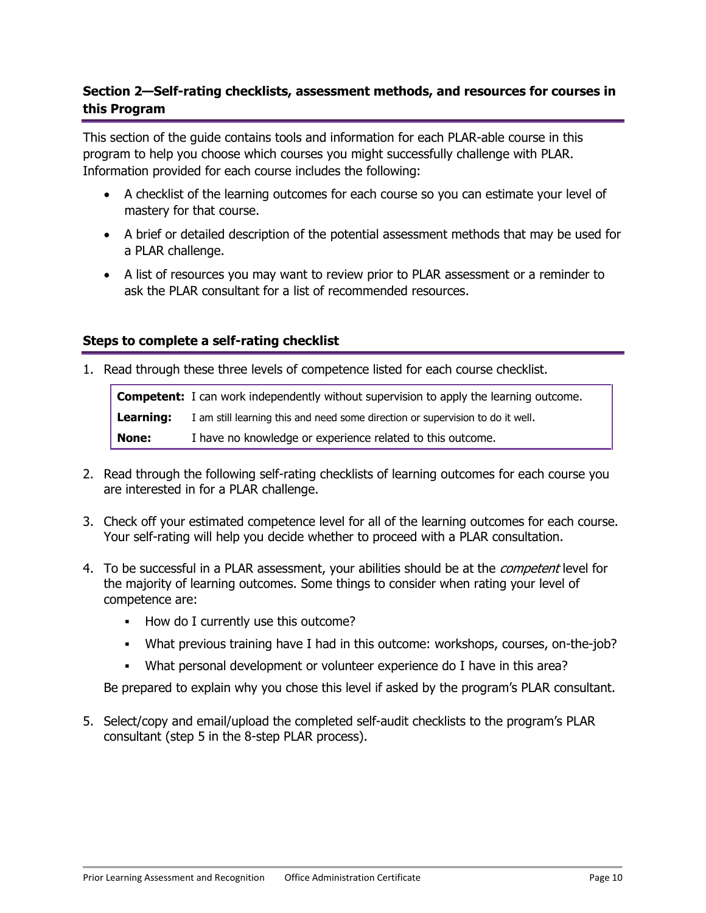## Section 2—Self-rating checklists, assessment methods, and resources for courses in this Program

This section of the guide contains tools and information for each PLAR-able course in this program to help you choose which courses you might successfully challenge with PLAR. Information provided for each course includes the following:

- A checklist of the learning outcomes for each course so you can estimate your level of mastery for that course.
- A brief or detailed description of the potential assessment methods that may be used for a PLAR challenge.
- A list of resources you may want to review prior to PLAR assessment or a reminder to ask the PLAR consultant for a list of recommended resources.

## Steps to complete a self-rating checklist

1. Read through these three levels of competence listed for each course checklist.

| | |
|---|---|
| **Competent:** | I can work independently without supervision to apply the learning outcome. |
| **Learning:** | I am still learning this and need some direction or supervision to do it well. |
| **None:** | I have no knowledge or experience related to this outcome. |

2. Read through the following self-rating checklists of learning outcomes for each course you are interested in for a PLAR challenge.

3. Check off your estimated competence level for all of the learning outcomes for each course. Your self-rating will help you decide whether to proceed with a PLAR consultation.

4. To be successful in a PLAR assessment, your abilities should be at the *competent* level for the majority of learning outcomes. Some things to consider when rating your level of competence are:

   - How do I currently use this outcome?
   - What previous training have I had in this outcome: workshops, courses, on-the-job?
   - What personal development or volunteer experience do I have in this area?

   Be prepared to explain why you chose this level if asked by the program's PLAR consultant.

5. Select/copy and email/upload the completed self-audit checklists to the program's PLAR consultant (step 5 in the 8-step PLAR process).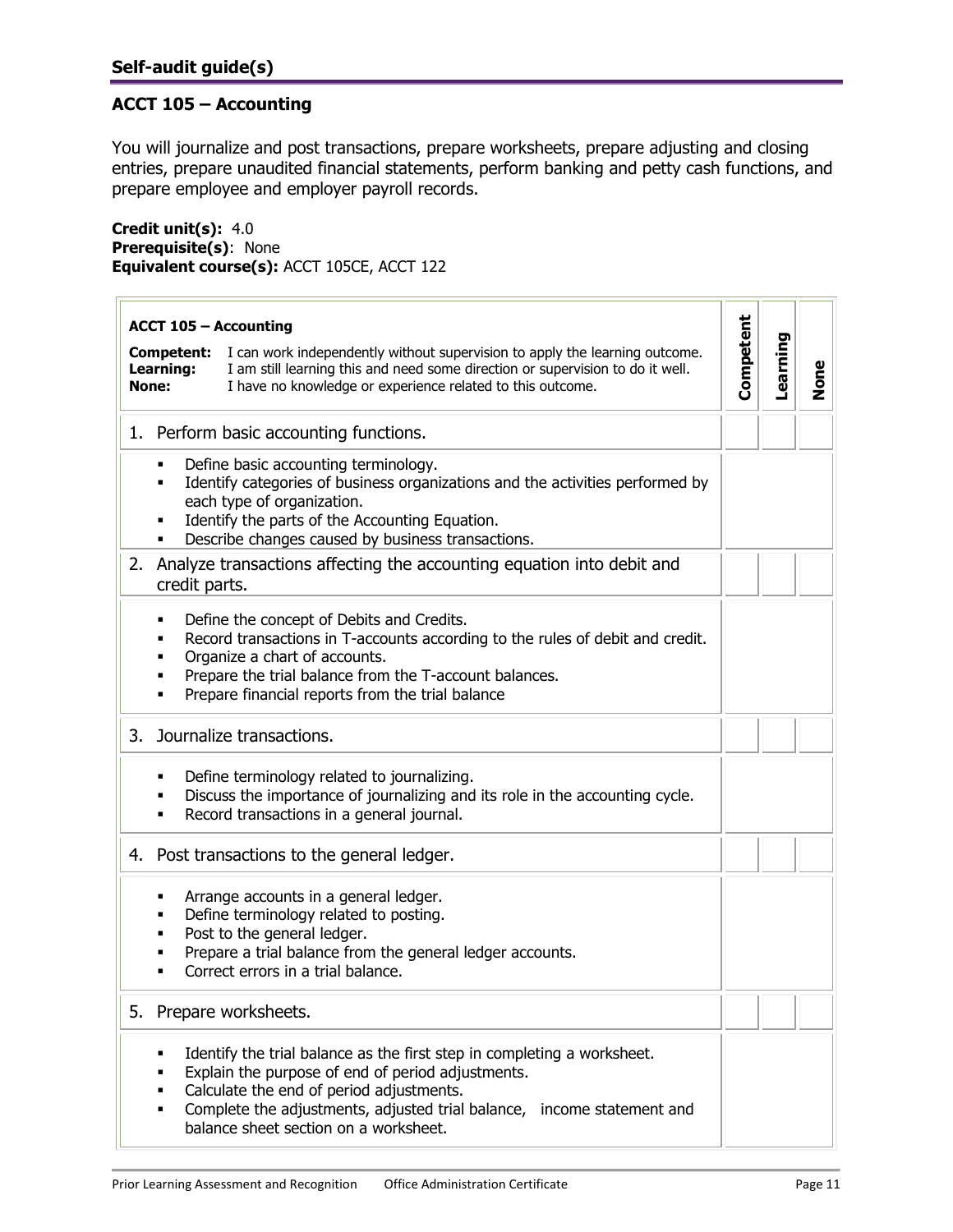## Self-audit guide(s)

### ACCT 105 – Accounting

You will journalize and post transactions, prepare worksheets, prepare adjusting and closing entries, prepare unaudited financial statements, perform banking and petty cash functions, and prepare employee and employer payroll records.

**Credit unit(s):** 4.0
**Prerequisite(s)**: None
**Equivalent course(s):** ACCT 105CE, ACCT 122

| **ACCT 105 – Accounting**<br>**Competent:** I can work independently without supervision to apply the learning outcome.<br>**Learning:** I am still learning this and need some direction or supervision to do it well.<br>**None:** I have no knowledge or experience related to this outcome. | **Competent** | **Learning** | **None** |
|---|---|---|---|
| 1. Perform basic accounting functions. | | | |
| ▪ Define basic accounting terminology.<br>▪ Identify categories of business organizations and the activities performed by each type of organization.<br>▪ Identify the parts of the Accounting Equation.<br>▪ Describe changes caused by business transactions. | | | |
| 2. Analyze transactions affecting the accounting equation into debit and credit parts. | | | |
| ▪ Define the concept of Debits and Credits.<br>▪ Record transactions in T-accounts according to the rules of debit and credit.<br>▪ Organize a chart of accounts.<br>▪ Prepare the trial balance from the T-account balances.<br>▪ Prepare financial reports from the trial balance | | | |
| 3. Journalize transactions. | | | |
| ▪ Define terminology related to journalizing.<br>▪ Discuss the importance of journalizing and its role in the accounting cycle.<br>▪ Record transactions in a general journal. | | | |
| 4. Post transactions to the general ledger. | | | |
| ▪ Arrange accounts in a general ledger.<br>▪ Define terminology related to posting.<br>▪ Post to the general ledger.<br>▪ Prepare a trial balance from the general ledger accounts.<br>▪ Correct errors in a trial balance. | | | |
| 5. Prepare worksheets. | | | |
| ▪ Identify the trial balance as the first step in completing a worksheet.<br>▪ Explain the purpose of end of period adjustments.<br>▪ Calculate the end of period adjustments.<br>▪ Complete the adjustments, adjusted trial balance, income statement and balance sheet section on a worksheet. | | | |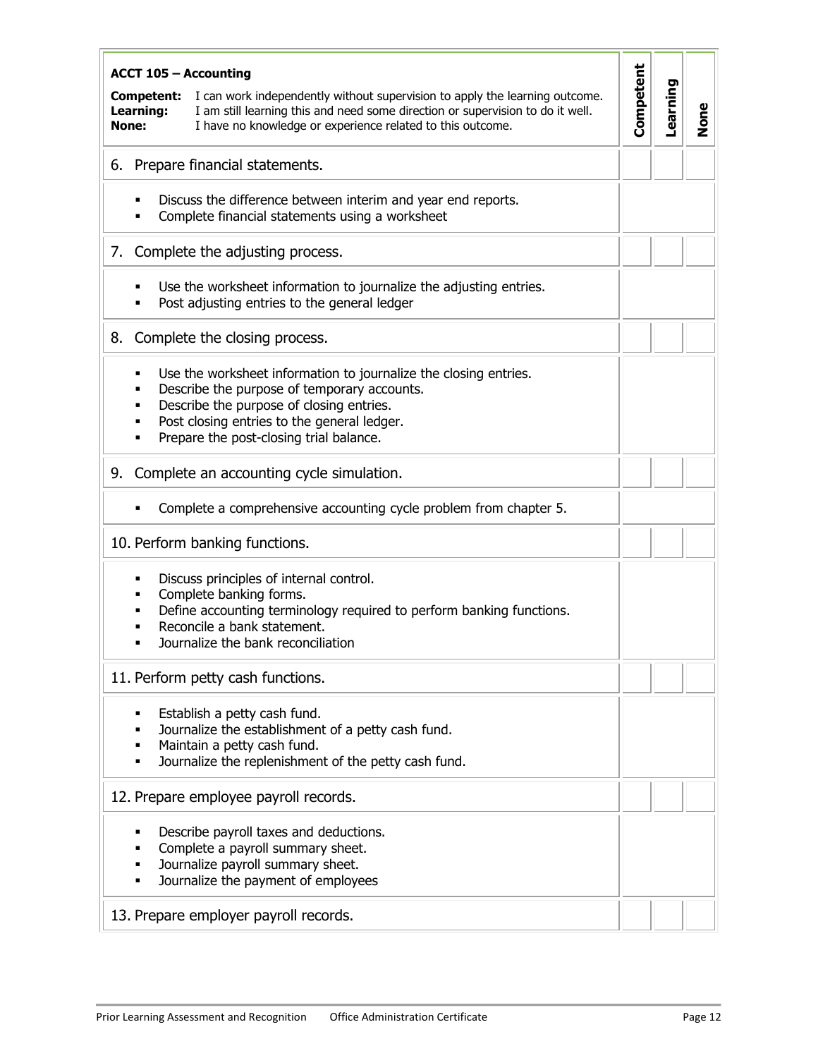| **ACCT 105 – Accounting**<br>**Competent:** I can work independently without supervision to apply the learning outcome.<br>**Learning:** I am still learning this and need some direction or supervision to do it well.<br>**None:** I have no knowledge or experience related to this outcome. | Competent | Learning | None |
|---|---|---|---|
| 6. Prepare financial statements. | | | |
| ▪ Discuss the difference between interim and year end reports.<br>▪ Complete financial statements using a worksheet | | | |
| 7. Complete the adjusting process. | | | |
| ▪ Use the worksheet information to journalize the adjusting entries.<br>▪ Post adjusting entries to the general ledger | | | |
| 8. Complete the closing process. | | | |
| ▪ Use the worksheet information to journalize the closing entries.<br>▪ Describe the purpose of temporary accounts.<br>▪ Describe the purpose of closing entries.<br>▪ Post closing entries to the general ledger.<br>▪ Prepare the post-closing trial balance. | | | |
| 9. Complete an accounting cycle simulation. | | | |
| ▪ Complete a comprehensive accounting cycle problem from chapter 5. | | | |
| 10. Perform banking functions. | | | |
| ▪ Discuss principles of internal control.<br>▪ Complete banking forms.<br>▪ Define accounting terminology required to perform banking functions.<br>▪ Reconcile a bank statement.<br>▪ Journalize the bank reconciliation | | | |
| 11. Perform petty cash functions. | | | |
| ▪ Establish a petty cash fund.<br>▪ Journalize the establishment of a petty cash fund.<br>▪ Maintain a petty cash fund.<br>▪ Journalize the replenishment of the petty cash fund. | | | |
| 12. Prepare employee payroll records. | | | |
| ▪ Describe payroll taxes and deductions.<br>▪ Complete a payroll summary sheet.<br>▪ Journalize payroll summary sheet.<br>▪ Journalize the payment of employees | | | |
| 13. Prepare employer payroll records. | | | |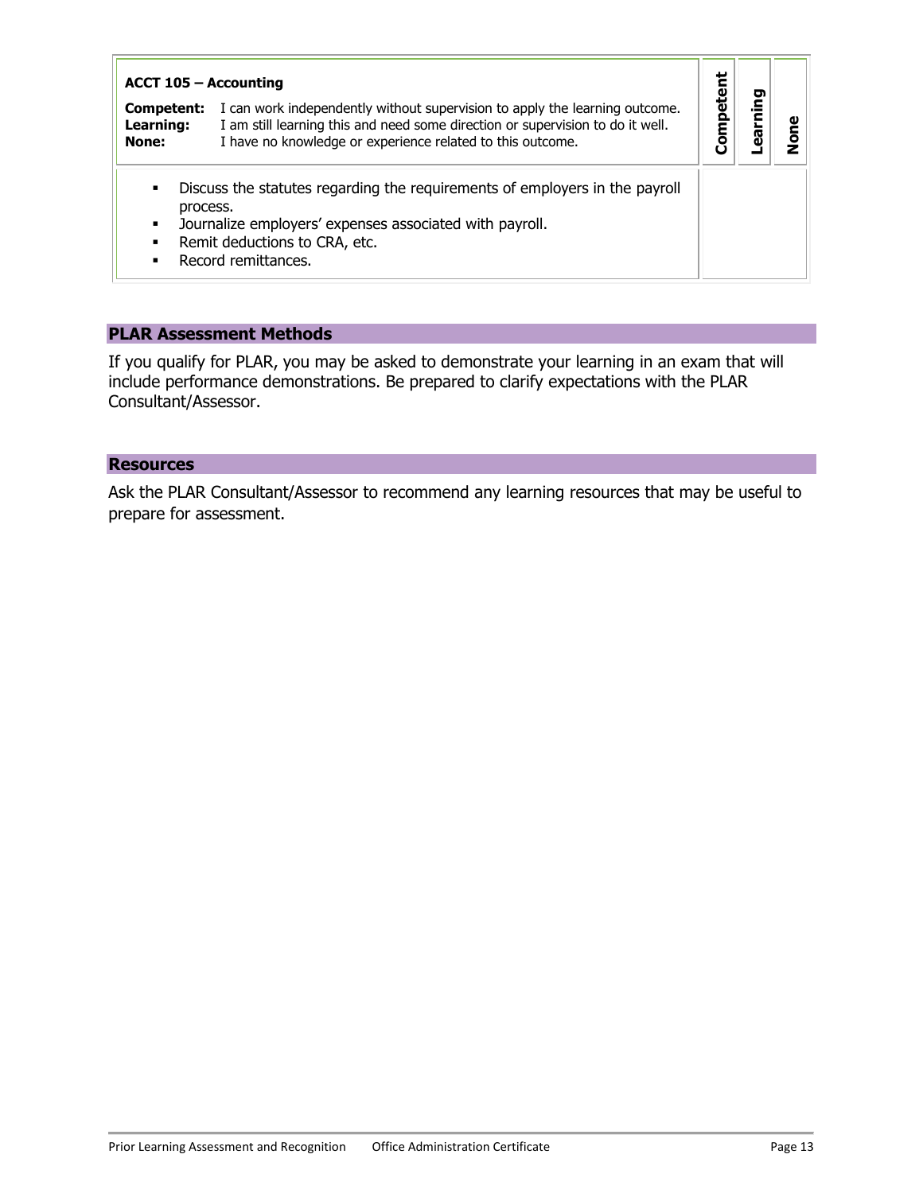| ACCT 105 – Accounting<br><br>**Competent:** I can work independently without supervision to apply the learning outcome.<br>**Learning:** I am still learning this and need some direction or supervision to do it well.<br>**None:** I have no knowledge or experience related to this outcome. | Competent | Learning | None |
| --- | --- | --- | --- |
| ▪ Discuss the statutes regarding the requirements of employers in the payroll process.<br>▪ Journalize employers' expenses associated with payroll.<br>▪ Remit deductions to CRA, etc.<br>▪ Record remittances. | | | |

## PLAR Assessment Methods

If you qualify for PLAR, you may be asked to demonstrate your learning in an exam that will include performance demonstrations. Be prepared to clarify expectations with the PLAR Consultant/Assessor.

## Resources

Ask the PLAR Consultant/Assessor to recommend any learning resources that may be useful to prepare for assessment.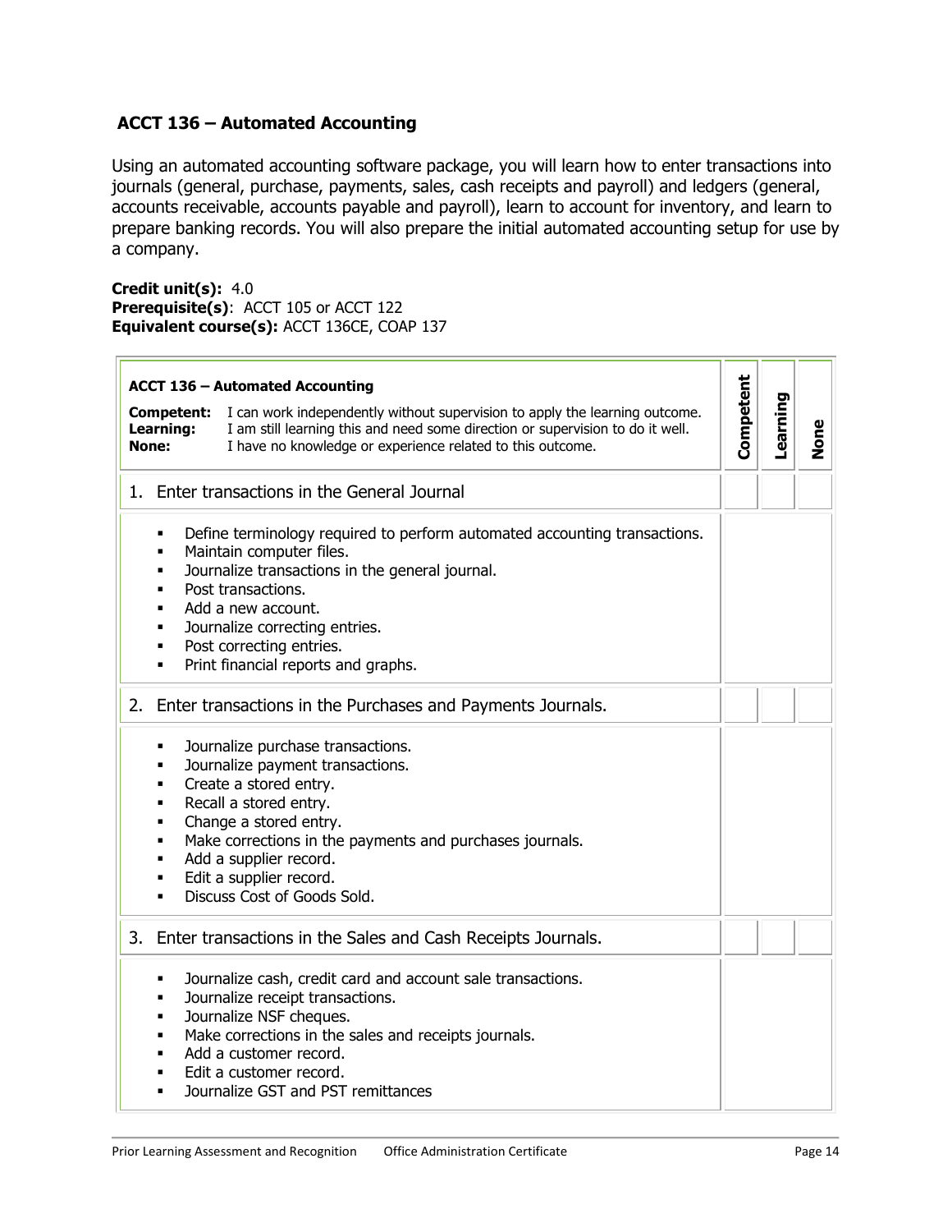## ACCT 136 – Automated Accounting

Using an automated accounting software package, you will learn how to enter transactions into journals (general, purchase, payments, sales, cash receipts and payroll) and ledgers (general, accounts receivable, accounts payable and payroll), learn to account for inventory, and learn to prepare banking records. You will also prepare the initial automated accounting setup for use by a company.

**Credit unit(s):** 4.0
**Prerequisite(s)**: ACCT 105 or ACCT 122
**Equivalent course(s):** ACCT 136CE, COAP 137

| **ACCT 136 – Automated Accounting**<br>**Competent:** I can work independently without supervision to apply the learning outcome.<br>**Learning:** I am still learning this and need some direction or supervision to do it well.<br>**None:** I have no knowledge or experience related to this outcome. | **Competent** | **Learning** | **None** |
|---|---|---|---|
| 1. Enter transactions in the General Journal | | | |
| ▪ Define terminology required to perform automated accounting transactions.<br>▪ Maintain computer files.<br>▪ Journalize transactions in the general journal.<br>▪ Post transactions.<br>▪ Add a new account.<br>▪ Journalize correcting entries.<br>▪ Post correcting entries.<br>▪ Print financial reports and graphs. | | | |
| 2. Enter transactions in the Purchases and Payments Journals. | | | |
| ▪ Journalize purchase transactions.<br>▪ Journalize payment transactions.<br>▪ Create a stored entry.<br>▪ Recall a stored entry.<br>▪ Change a stored entry.<br>▪ Make corrections in the payments and purchases journals.<br>▪ Add a supplier record.<br>▪ Edit a supplier record.<br>▪ Discuss Cost of Goods Sold. | | | |
| 3. Enter transactions in the Sales and Cash Receipts Journals. | | | |
| ▪ Journalize cash, credit card and account sale transactions.<br>▪ Journalize receipt transactions.<br>▪ Journalize NSF cheques.<br>▪ Make corrections in the sales and receipts journals.<br>▪ Add a customer record.<br>▪ Edit a customer record.<br>▪ Journalize GST and PST remittances | | | |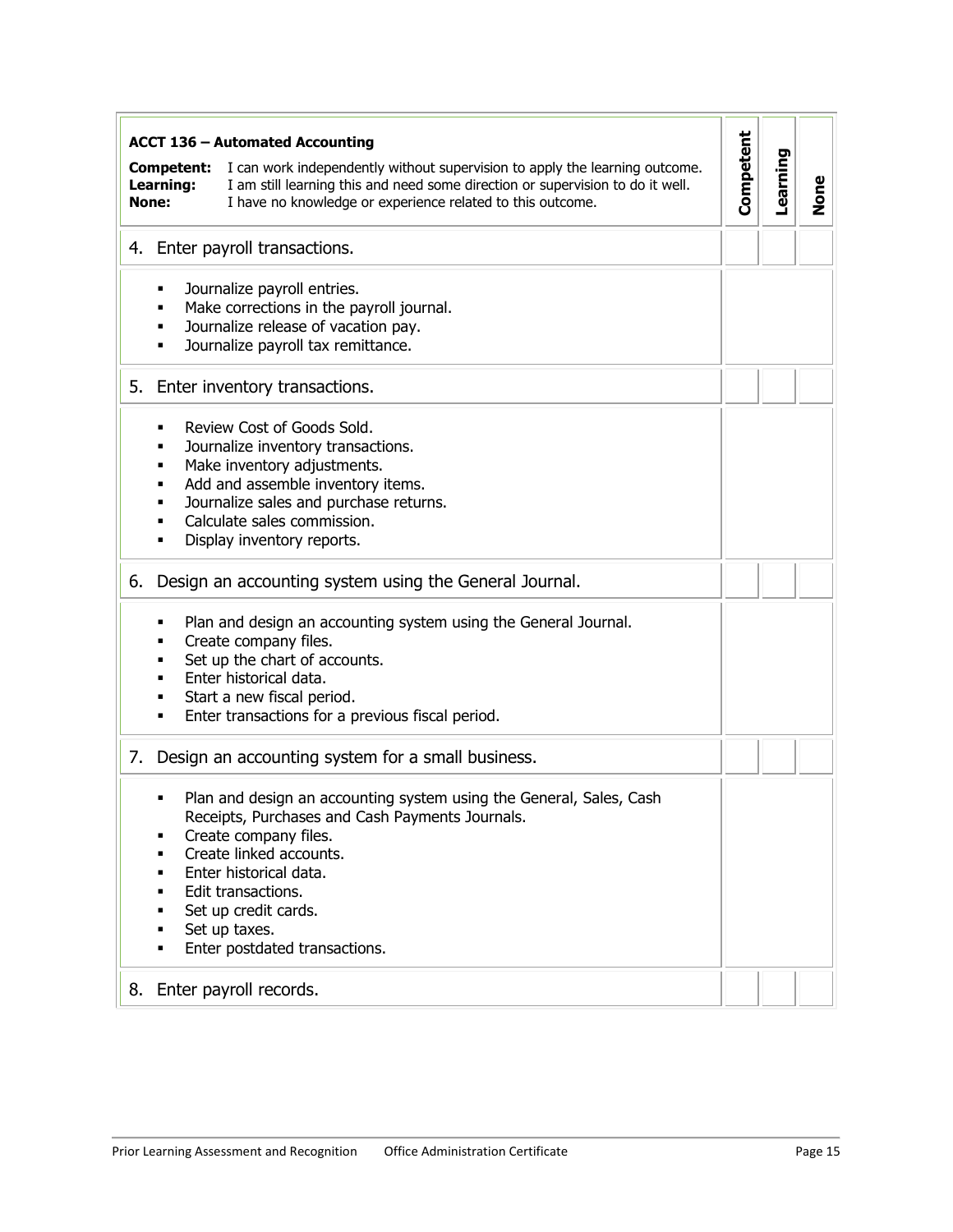| **ACCT 136 – Automated Accounting**<br>**Competent:** I can work independently without supervision to apply the learning outcome.<br>**Learning:** I am still learning this and need some direction or supervision to do it well.<br>**None:** I have no knowledge or experience related to this outcome. | Competent | Learning | None |
|---|---|---|---|
| 4. Enter payroll transactions. | | | |
| ▪ Journalize payroll entries.<br>▪ Make corrections in the payroll journal.<br>▪ Journalize release of vacation pay.<br>▪ Journalize payroll tax remittance. | | | |
| 5. Enter inventory transactions. | | | |
| ▪ Review Cost of Goods Sold.<br>▪ Journalize inventory transactions.<br>▪ Make inventory adjustments.<br>▪ Add and assemble inventory items.<br>▪ Journalize sales and purchase returns.<br>▪ Calculate sales commission.<br>▪ Display inventory reports. | | | |
| 6. Design an accounting system using the General Journal. | | | |
| ▪ Plan and design an accounting system using the General Journal.<br>▪ Create company files.<br>▪ Set up the chart of accounts.<br>▪ Enter historical data.<br>▪ Start a new fiscal period.<br>▪ Enter transactions for a previous fiscal period. | | | |
| 7. Design an accounting system for a small business. | | | |
| ▪ Plan and design an accounting system using the General, Sales, Cash Receipts, Purchases and Cash Payments Journals.<br>▪ Create company files.<br>▪ Create linked accounts.<br>▪ Enter historical data.<br>▪ Edit transactions.<br>▪ Set up credit cards.<br>▪ Set up taxes.<br>▪ Enter postdated transactions. | | | |
| 8. Enter payroll records. | | | |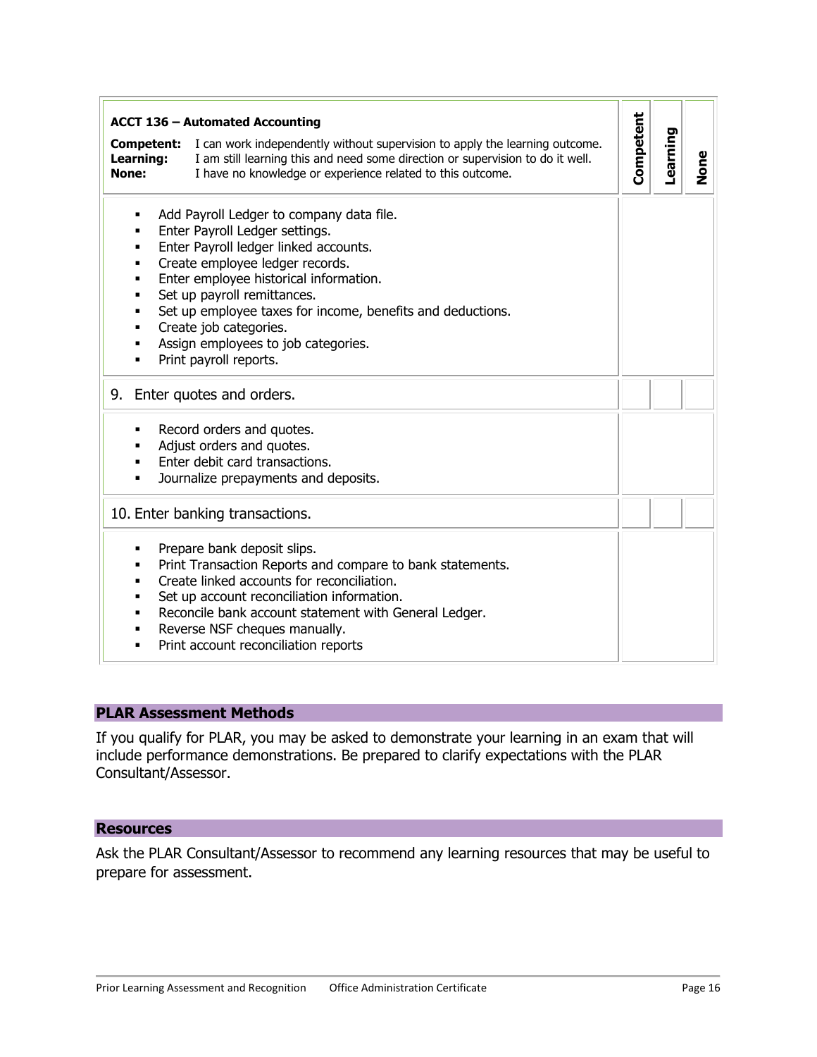| **ACCT 136 – Automated Accounting**<br>**Competent:** I can work independently without supervision to apply the learning outcome.<br>**Learning:** I am still learning this and need some direction or supervision to do it well.<br>**None:** I have no knowledge or experience related to this outcome. | **Competent** | **Learning** | **None** |
| --- | --- | --- | --- |
| ▪ Add Payroll Ledger to company data file.<br>▪ Enter Payroll Ledger settings.<br>▪ Enter Payroll ledger linked accounts.<br>▪ Create employee ledger records.<br>▪ Enter employee historical information.<br>▪ Set up payroll remittances.<br>▪ Set up employee taxes for income, benefits and deductions.<br>▪ Create job categories.<br>▪ Assign employees to job categories.<br>▪ Print payroll reports. | | | |
| 9. Enter quotes and orders. | | | |
| ▪ Record orders and quotes.<br>▪ Adjust orders and quotes.<br>▪ Enter debit card transactions.<br>▪ Journalize prepayments and deposits. | | | |
| 10. Enter banking transactions. | | | |
| ▪ Prepare bank deposit slips.<br>▪ Print Transaction Reports and compare to bank statements.<br>▪ Create linked accounts for reconciliation.<br>▪ Set up account reconciliation information.<br>▪ Reconcile bank account statement with General Ledger.<br>▪ Reverse NSF cheques manually.<br>▪ Print account reconciliation reports | | | |

## PLAR Assessment Methods

If you qualify for PLAR, you may be asked to demonstrate your learning in an exam that will include performance demonstrations. Be prepared to clarify expectations with the PLAR Consultant/Assessor.

## Resources

Ask the PLAR Consultant/Assessor to recommend any learning resources that may be useful to prepare for assessment.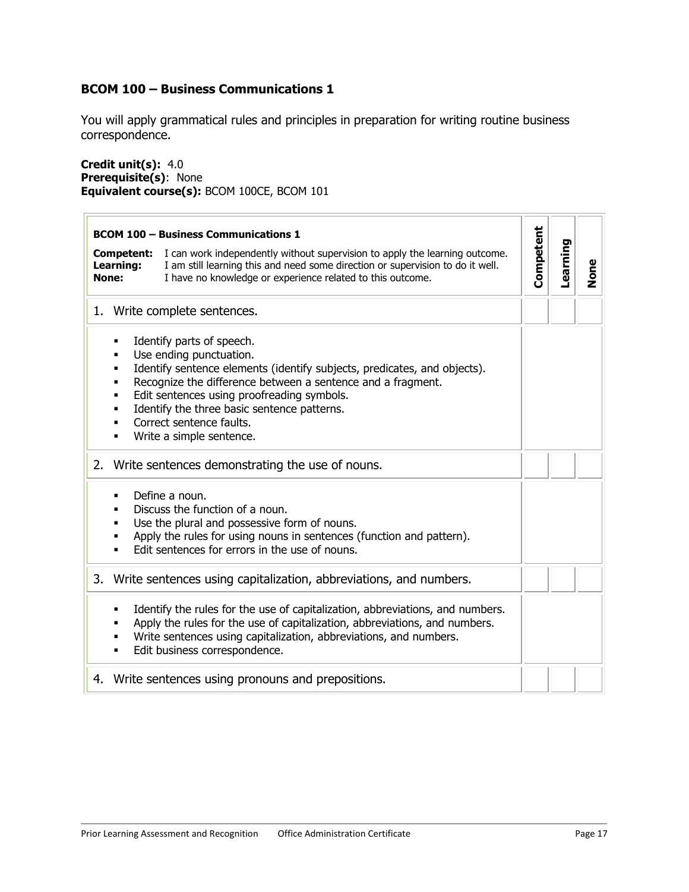## BCOM 100 – Business Communications 1

You will apply grammatical rules and principles in preparation for writing routine business correspondence.

**Credit unit(s):** 4.0
**Prerequisite(s)**: None
**Equivalent course(s):** BCOM 100CE, BCOM 101

| **BCOM 100 – Business Communications 1**<br>**Competent:** I can work independently without supervision to apply the learning outcome.<br>**Learning:** I am still learning this and need some direction or supervision to do it well.<br>**None:** I have no knowledge or experience related to this outcome. | **Competent** | **Learning** | **None** |
|---|---|---|---|
| 1. Write complete sentences. | | | |
| ▪ Identify parts of speech.<br>▪ Use ending punctuation.<br>▪ Identify sentence elements (identify subjects, predicates, and objects).<br>▪ Recognize the difference between a sentence and a fragment.<br>▪ Edit sentences using proofreading symbols.<br>▪ Identify the three basic sentence patterns.<br>▪ Correct sentence faults.<br>▪ Write a simple sentence. | | | |
| 2. Write sentences demonstrating the use of nouns. | | | |
| ▪ Define a noun.<br>▪ Discuss the function of a noun.<br>▪ Use the plural and possessive form of nouns.<br>▪ Apply the rules for using nouns in sentences (function and pattern).<br>▪ Edit sentences for errors in the use of nouns. | | | |
| 3. Write sentences using capitalization, abbreviations, and numbers. | | | |
| ▪ Identify the rules for the use of capitalization, abbreviations, and numbers.<br>▪ Apply the rules for the use of capitalization, abbreviations, and numbers.<br>▪ Write sentences using capitalization, abbreviations, and numbers.<br>▪ Edit business correspondence. | | | |
| 4. Write sentences using pronouns and prepositions. | | | |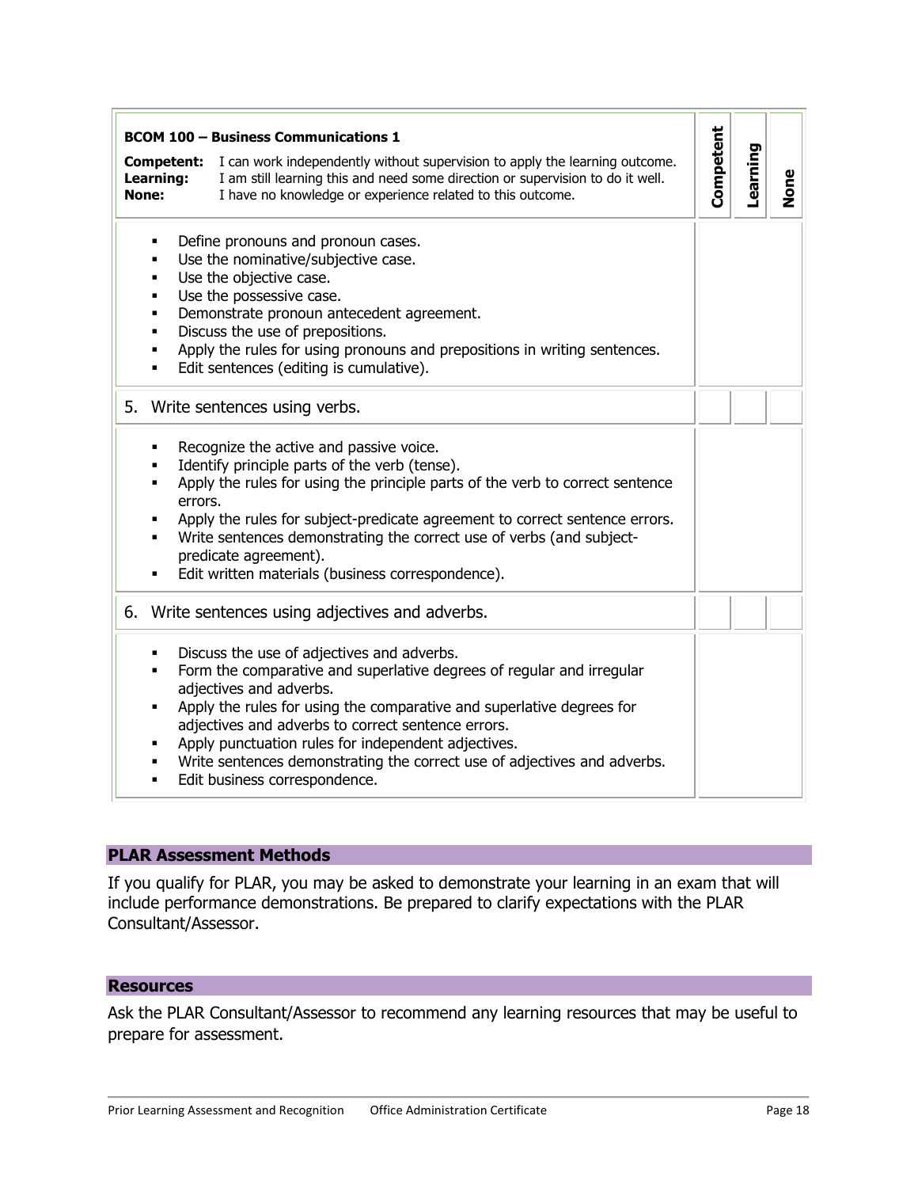| **BCOM 100 – Business Communications 1**<br>**Competent:** I can work independently without supervision to apply the learning outcome.<br>**Learning:** I am still learning this and need some direction or supervision to do it well.<br>**None:** I have no knowledge or experience related to this outcome. | **Competent** | **Learning** | **None** |
|---|---|---|---|
| ▪ Define pronouns and pronoun cases.<br>▪ Use the nominative/subjective case.<br>▪ Use the objective case.<br>▪ Use the possessive case.<br>▪ Demonstrate pronoun antecedent agreement.<br>▪ Discuss the use of prepositions.<br>▪ Apply the rules for using pronouns and prepositions in writing sentences.<br>▪ Edit sentences (editing is cumulative). | | | |
| 5. Write sentences using verbs. | | | |
| ▪ Recognize the active and passive voice.<br>▪ Identify principle parts of the verb (tense).<br>▪ Apply the rules for using the principle parts of the verb to correct sentence errors.<br>▪ Apply the rules for subject-predicate agreement to correct sentence errors.<br>▪ Write sentences demonstrating the correct use of verbs (and subject-predicate agreement).<br>▪ Edit written materials (business correspondence). | | | |
| 6. Write sentences using adjectives and adverbs. | | | |
| ▪ Discuss the use of adjectives and adverbs.<br>▪ Form the comparative and superlative degrees of regular and irregular adjectives and adverbs.<br>▪ Apply the rules for using the comparative and superlative degrees for adjectives and adverbs to correct sentence errors.<br>▪ Apply punctuation rules for independent adjectives.<br>▪ Write sentences demonstrating the correct use of adjectives and adverbs.<br>▪ Edit business correspondence. | | | |

## PLAR Assessment Methods

If you qualify for PLAR, you may be asked to demonstrate your learning in an exam that will include performance demonstrations. Be prepared to clarify expectations with the PLAR Consultant/Assessor.

## Resources

Ask the PLAR Consultant/Assessor to recommend any learning resources that may be useful to prepare for assessment.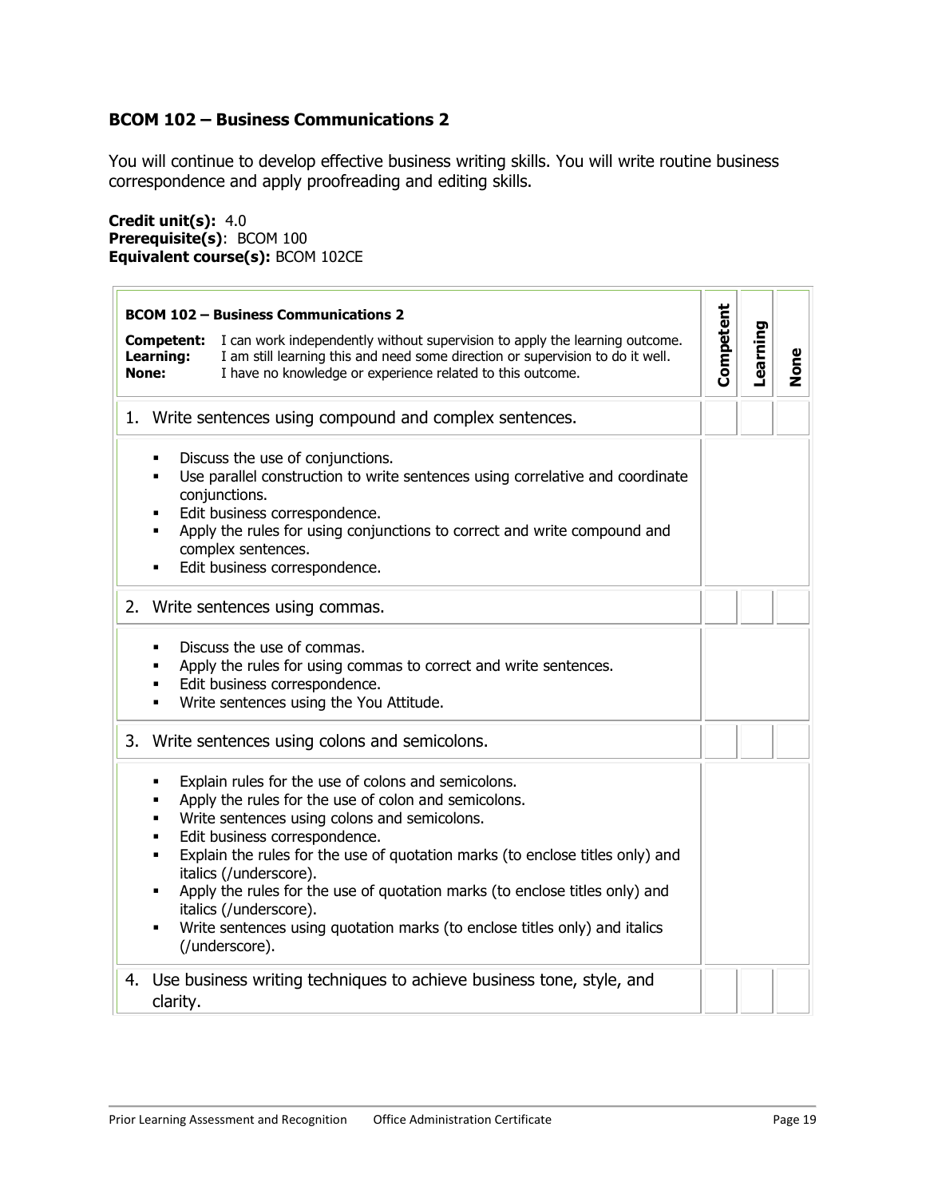### BCOM 102 – Business Communications 2

You will continue to develop effective business writing skills. You will write routine business correspondence and apply proofreading and editing skills.

**Credit unit(s):** 4.0
**Prerequisite(s)**: BCOM 100
**Equivalent course(s):** BCOM 102CE

| **BCOM 102 – Business Communications 2**<br>**Competent:** I can work independently without supervision to apply the learning outcome.<br>**Learning:** I am still learning this and need some direction or supervision to do it well.<br>**None:** I have no knowledge or experience related to this outcome. | Competent | Learning | None |
|---|---|---|---|
| 1. Write sentences using compound and complex sentences. | | | |
| ▪ Discuss the use of conjunctions.<br>▪ Use parallel construction to write sentences using correlative and coordinate conjunctions.<br>▪ Edit business correspondence.<br>▪ Apply the rules for using conjunctions to correct and write compound and complex sentences.<br>▪ Edit business correspondence. | | | |
| 2. Write sentences using commas. | | | |
| ▪ Discuss the use of commas.<br>▪ Apply the rules for using commas to correct and write sentences.<br>▪ Edit business correspondence.<br>▪ Write sentences using the You Attitude. | | | |
| 3. Write sentences using colons and semicolons. | | | |
| ▪ Explain rules for the use of colons and semicolons.<br>▪ Apply the rules for the use of colon and semicolons.<br>▪ Write sentences using colons and semicolons.<br>▪ Edit business correspondence.<br>▪ Explain the rules for the use of quotation marks (to enclose titles only) and italics (/underscore).<br>▪ Apply the rules for the use of quotation marks (to enclose titles only) and italics (/underscore).<br>▪ Write sentences using quotation marks (to enclose titles only) and italics (/underscore). | | | |
| 4. Use business writing techniques to achieve business tone, style, and clarity. | | | |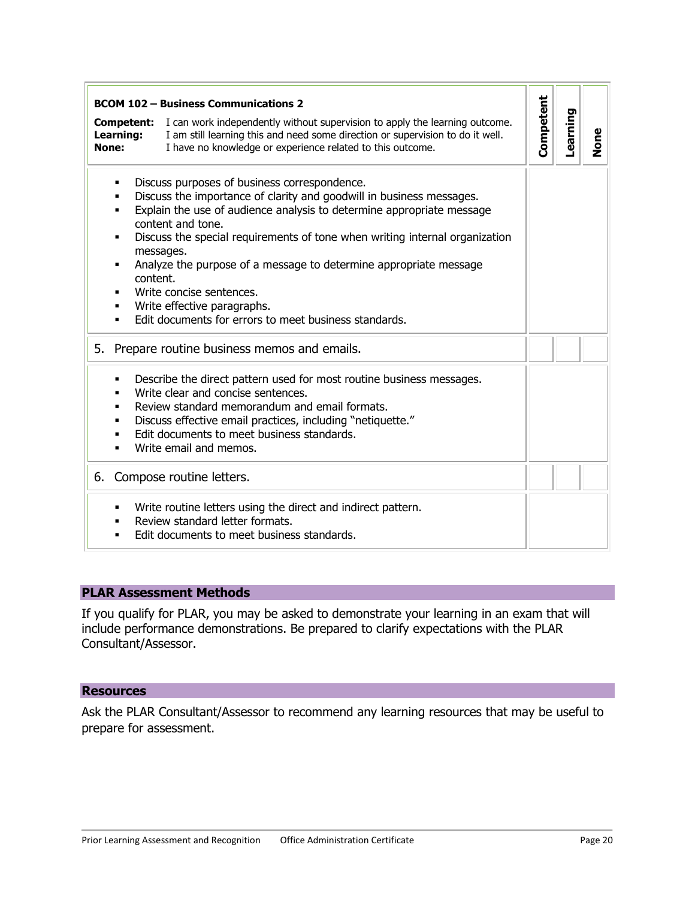| **BCOM 102 – Business Communications 2**<br>**Competent:** I can work independently without supervision to apply the learning outcome.<br>**Learning:** I am still learning this and need some direction or supervision to do it well.<br>**None:** I have no knowledge or experience related to this outcome. | Competent | Learning | None |
|---|---|---|---|
| ▪ Discuss purposes of business correspondence.<br>▪ Discuss the importance of clarity and goodwill in business messages.<br>▪ Explain the use of audience analysis to determine appropriate message content and tone.<br>▪ Discuss the special requirements of tone when writing internal organization messages.<br>▪ Analyze the purpose of a message to determine appropriate message content.<br>▪ Write concise sentences.<br>▪ Write effective paragraphs.<br>▪ Edit documents for errors to meet business standards. | | | |
| 5. Prepare routine business memos and emails. | | | |
| ▪ Describe the direct pattern used for most routine business messages.<br>▪ Write clear and concise sentences.<br>▪ Review standard memorandum and email formats.<br>▪ Discuss effective email practices, including "netiquette."<br>▪ Edit documents to meet business standards.<br>▪ Write email and memos. | | | |
| 6. Compose routine letters. | | | |
| ▪ Write routine letters using the direct and indirect pattern.<br>▪ Review standard letter formats.<br>▪ Edit documents to meet business standards. | | | |

## PLAR Assessment Methods

If you qualify for PLAR, you may be asked to demonstrate your learning in an exam that will include performance demonstrations. Be prepared to clarify expectations with the PLAR Consultant/Assessor.

## Resources

Ask the PLAR Consultant/Assessor to recommend any learning resources that may be useful to prepare for assessment.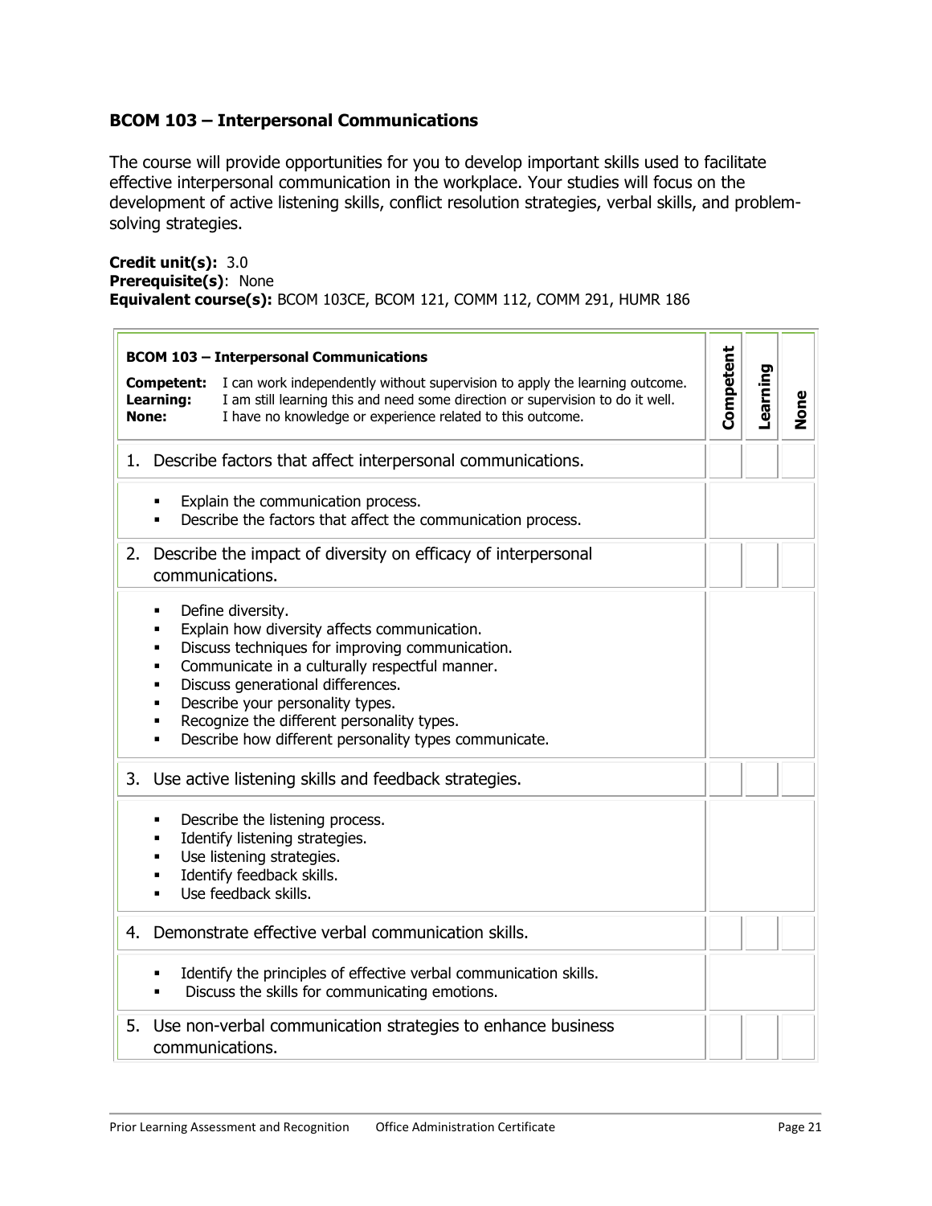### BCOM 103 – Interpersonal Communications

The course will provide opportunities for you to develop important skills used to facilitate effective interpersonal communication in the workplace. Your studies will focus on the development of active listening skills, conflict resolution strategies, verbal skills, and problem-solving strategies.

**Credit unit(s):** 3.0
**Prerequisite(s)**: None
**Equivalent course(s):** BCOM 103CE, BCOM 121, COMM 112, COMM 291, HUMR 186

| **BCOM 103 – Interpersonal Communications**<br>**Competent:** I can work independently without supervision to apply the learning outcome.<br>**Learning:** I am still learning this and need some direction or supervision to do it well.<br>**None:** I have no knowledge or experience related to this outcome. | Competent | Learning | None |
|---|---|---|---|
| 1. Describe factors that affect interpersonal communications. | | | |
| ▪ Explain the communication process.<br>▪ Describe the factors that affect the communication process. | | | |
| 2. Describe the impact of diversity on efficacy of interpersonal communications. | | | |
| ▪ Define diversity.<br>▪ Explain how diversity affects communication.<br>▪ Discuss techniques for improving communication.<br>▪ Communicate in a culturally respectful manner.<br>▪ Discuss generational differences.<br>▪ Describe your personality types.<br>▪ Recognize the different personality types.<br>▪ Describe how different personality types communicate. | | | |
| 3. Use active listening skills and feedback strategies. | | | |
| ▪ Describe the listening process.<br>▪ Identify listening strategies.<br>▪ Use listening strategies.<br>▪ Identify feedback skills.<br>▪ Use feedback skills. | | | |
| 4. Demonstrate effective verbal communication skills. | | | |
| ▪ Identify the principles of effective verbal communication skills.<br>▪ Discuss the skills for communicating emotions. | | | |
| 5. Use non-verbal communication strategies to enhance business communications. | | | |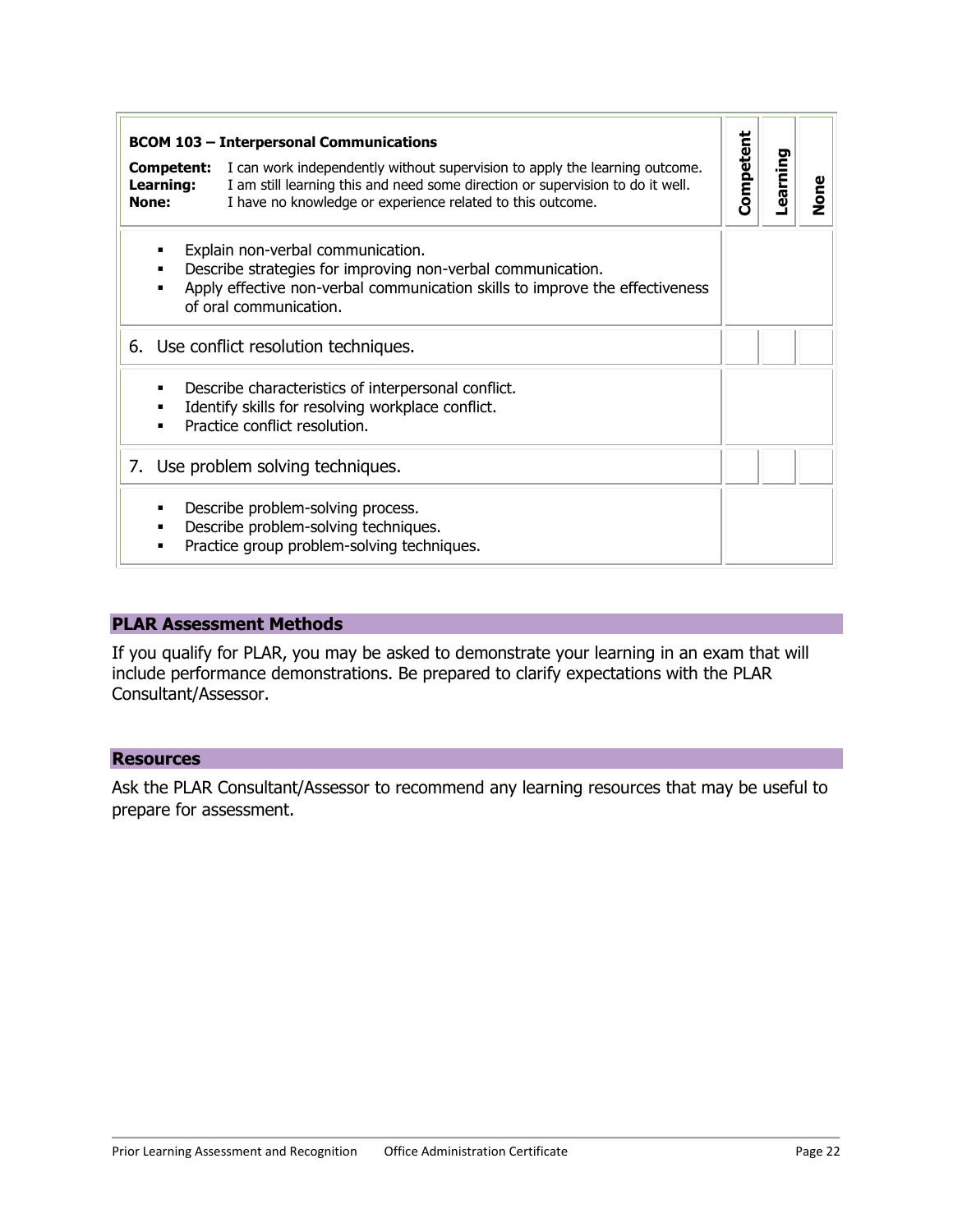| **BCOM 103 – Interpersonal Communications**<br>**Competent:** I can work independently without supervision to apply the learning outcome.<br>**Learning:** I am still learning this and need some direction or supervision to do it well.<br>**None:** I have no knowledge or experience related to this outcome. | **Competent** | **Learning** | **None** |
|---|---|---|---|
| ▪ Explain non-verbal communication.<br>▪ Describe strategies for improving non-verbal communication.<br>▪ Apply effective non-verbal communication skills to improve the effectiveness of oral communication. | | | |
| 6. Use conflict resolution techniques. | | | |
| ▪ Describe characteristics of interpersonal conflict.<br>▪ Identify skills for resolving workplace conflict.<br>▪ Practice conflict resolution. | | | |
| 7. Use problem solving techniques. | | | |
| ▪ Describe problem-solving process.<br>▪ Describe problem-solving techniques.<br>▪ Practice group problem-solving techniques. | | | |

## PLAR Assessment Methods

If you qualify for PLAR, you may be asked to demonstrate your learning in an exam that will include performance demonstrations. Be prepared to clarify expectations with the PLAR Consultant/Assessor.

## Resources

Ask the PLAR Consultant/Assessor to recommend any learning resources that may be useful to prepare for assessment.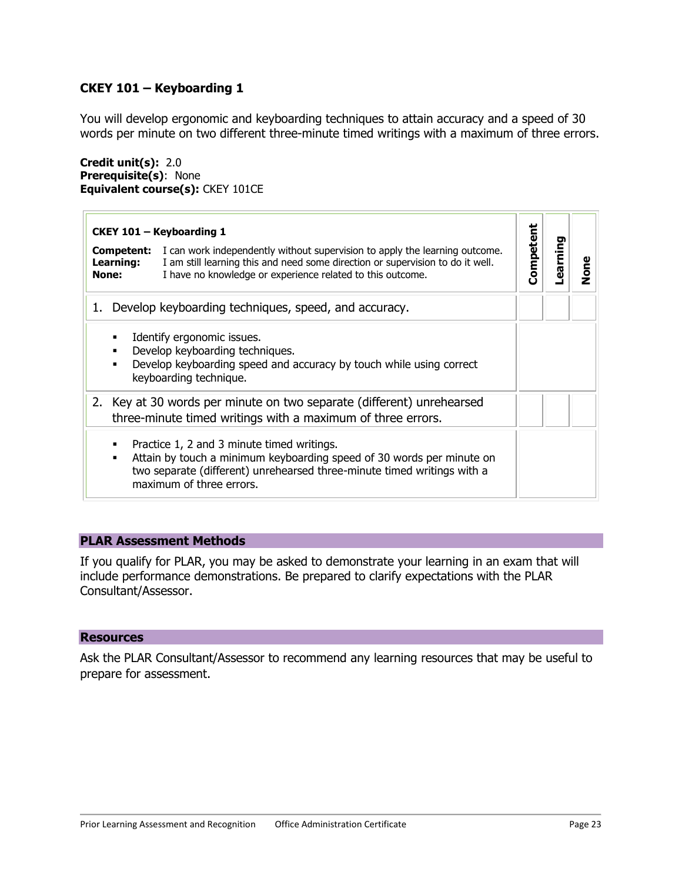## CKEY 101 – Keyboarding 1

You will develop ergonomic and keyboarding techniques to attain accuracy and a speed of 30 words per minute on two different three-minute timed writings with a maximum of three errors.

**Credit unit(s):** 2.0
**Prerequisite(s)**: None
**Equivalent course(s):** CKEY 101CE

| **CKEY 101 – Keyboarding 1**<br>**Competent:** I can work independently without supervision to apply the learning outcome.<br>**Learning:** I am still learning this and need some direction or supervision to do it well.<br>**None:** I have no knowledge or experience related to this outcome. | Competent | Learning | None |
|---|---|---|---|
| 1. Develop keyboarding techniques, speed, and accuracy. | | | |
| ▪ Identify ergonomic issues.<br>▪ Develop keyboarding techniques.<br>▪ Develop keyboarding speed and accuracy by touch while using correct keyboarding technique. | | | |
| 2. Key at 30 words per minute on two separate (different) unrehearsed three-minute timed writings with a maximum of three errors. | | | |
| ▪ Practice 1, 2 and 3 minute timed writings.<br>▪ Attain by touch a minimum keyboarding speed of 30 words per minute on two separate (different) unrehearsed three-minute timed writings with a maximum of three errors. | | | |

### PLAR Assessment Methods

If you qualify for PLAR, you may be asked to demonstrate your learning in an exam that will include performance demonstrations. Be prepared to clarify expectations with the PLAR Consultant/Assessor.

### Resources

Ask the PLAR Consultant/Assessor to recommend any learning resources that may be useful to prepare for assessment.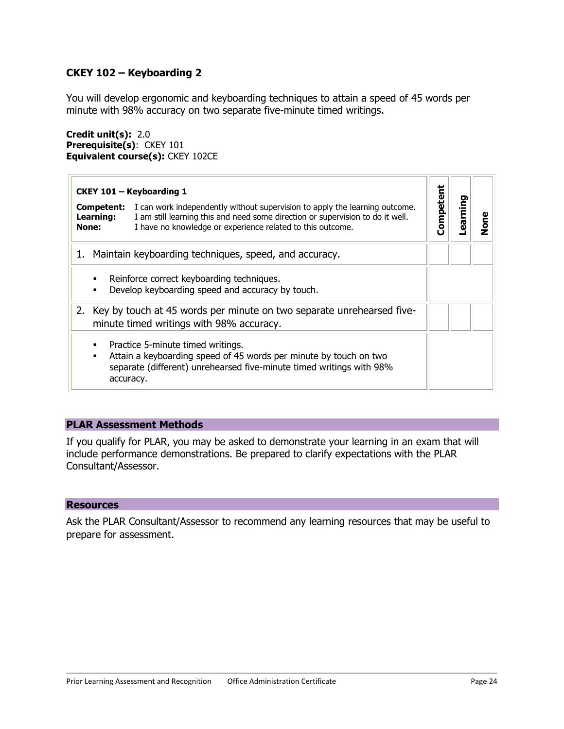### CKEY 102 – Keyboarding 2

You will develop ergonomic and keyboarding techniques to attain a speed of 45 words per minute with 98% accuracy on two separate five-minute timed writings.

**Credit unit(s):** 2.0
**Prerequisite(s)**: CKEY 101
**Equivalent course(s):** CKEY 102CE

| **CKEY 101 – Keyboarding 1**<br>**Competent:** I can work independently without supervision to apply the learning outcome.<br>**Learning:** I am still learning this and need some direction or supervision to do it well.<br>**None:** I have no knowledge or experience related to this outcome. | Competent | Learning | None |
|---|---|---|---|
| 1. Maintain keyboarding techniques, speed, and accuracy. | | | |
| ▪ Reinforce correct keyboarding techniques.<br>▪ Develop keyboarding speed and accuracy by touch. | | | |
| 2. Key by touch at 45 words per minute on two separate unrehearsed five-minute timed writings with 98% accuracy. | | | |
| ▪ Practice 5-minute timed writings.<br>▪ Attain a keyboarding speed of 45 words per minute by touch on two separate (different) unrehearsed five-minute timed writings with 98% accuracy. | | | |

## PLAR Assessment Methods

If you qualify for PLAR, you may be asked to demonstrate your learning in an exam that will include performance demonstrations. Be prepared to clarify expectations with the PLAR Consultant/Assessor.

## Resources

Ask the PLAR Consultant/Assessor to recommend any learning resources that may be useful to prepare for assessment.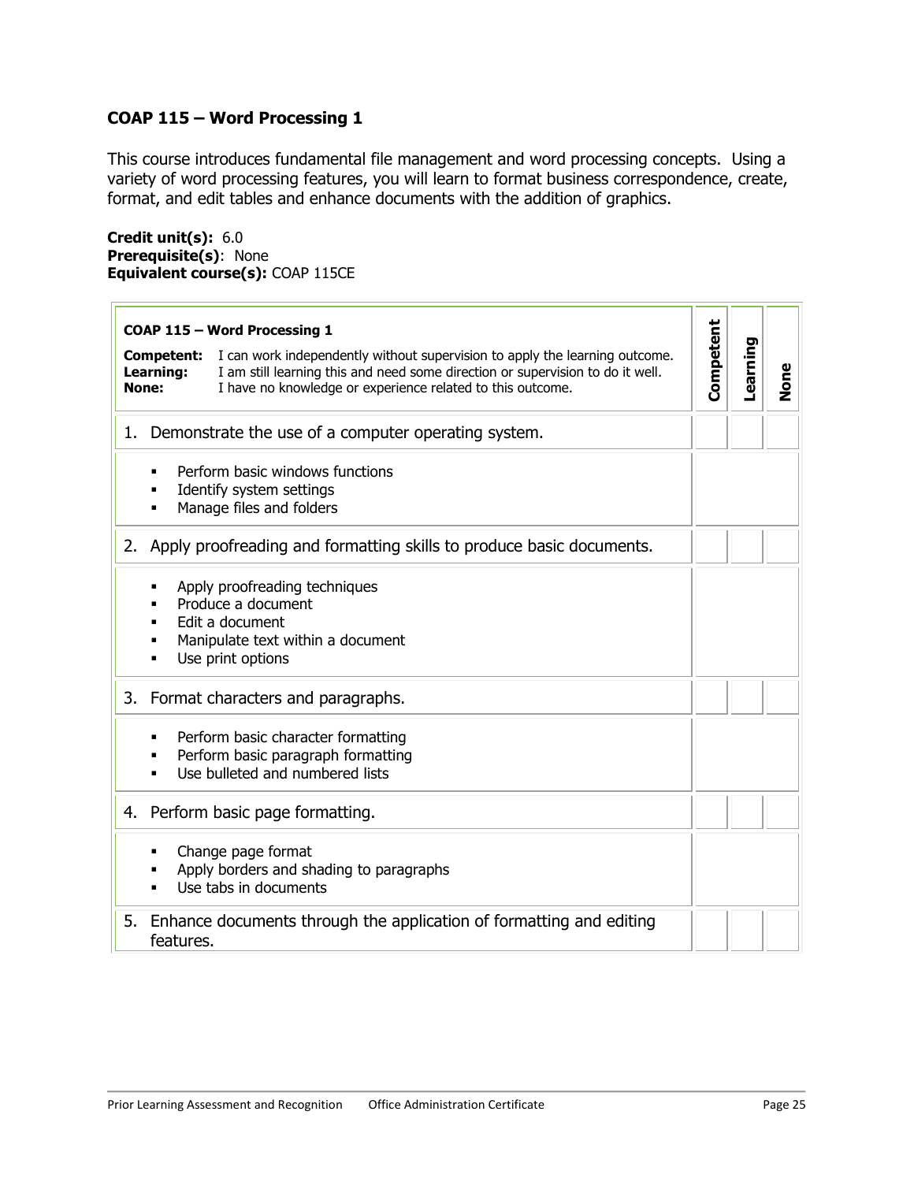### COAP 115 – Word Processing 1

This course introduces fundamental file management and word processing concepts. Using a variety of word processing features, you will learn to format business correspondence, create, format, and edit tables and enhance documents with the addition of graphics.

**Credit unit(s):** 6.0
**Prerequisite(s)**: None
**Equivalent course(s):** COAP 115CE

| **COAP 115 – Word Processing 1**<br>**Competent:** I can work independently without supervision to apply the learning outcome.<br>**Learning:** I am still learning this and need some direction or supervision to do it well.<br>**None:** I have no knowledge or experience related to this outcome. | Competent | Learning | None |
|---|---|---|---|
| 1. Demonstrate the use of a computer operating system. | | | |
| ▪ Perform basic windows functions<br>▪ Identify system settings<br>▪ Manage files and folders | | | |
| 2. Apply proofreading and formatting skills to produce basic documents. | | | |
| ▪ Apply proofreading techniques<br>▪ Produce a document<br>▪ Edit a document<br>▪ Manipulate text within a document<br>▪ Use print options | | | |
| 3. Format characters and paragraphs. | | | |
| ▪ Perform basic character formatting<br>▪ Perform basic paragraph formatting<br>▪ Use bulleted and numbered lists | | | |
| 4. Perform basic page formatting. | | | |
| ▪ Change page format<br>▪ Apply borders and shading to paragraphs<br>▪ Use tabs in documents | | | |
| 5. Enhance documents through the application of formatting and editing features. | | | |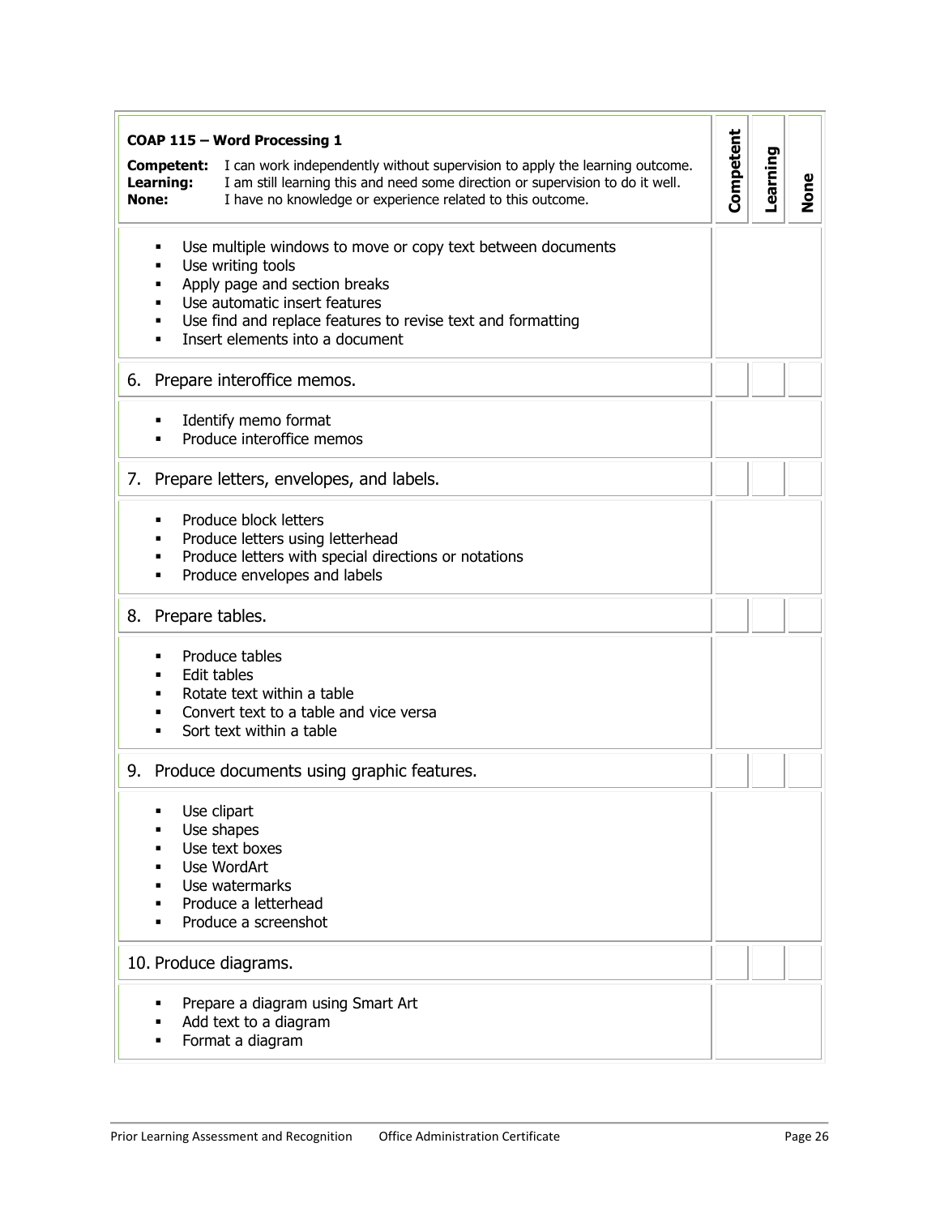| **COAP 115 – Word Processing 1**<br>**Competent:** I can work independently without supervision to apply the learning outcome.<br>**Learning:** I am still learning this and need some direction or supervision to do it well.<br>**None:** I have no knowledge or experience related to this outcome. | Competent | Learning | None |
|---|---|---|---|
| ▪ Use multiple windows to move or copy text between documents<br>▪ Use writing tools<br>▪ Apply page and section breaks<br>▪ Use automatic insert features<br>▪ Use find and replace features to revise text and formatting<br>▪ Insert elements into a document | | | |
| 6. Prepare interoffice memos. | | | |
| ▪ Identify memo format<br>▪ Produce interoffice memos | | | |
| 7. Prepare letters, envelopes, and labels. | | | |
| ▪ Produce block letters<br>▪ Produce letters using letterhead<br>▪ Produce letters with special directions or notations<br>▪ Produce envelopes and labels | | | |
| 8. Prepare tables. | | | |
| ▪ Produce tables<br>▪ Edit tables<br>▪ Rotate text within a table<br>▪ Convert text to a table and vice versa<br>▪ Sort text within a table | | | |
| 9. Produce documents using graphic features. | | | |
| ▪ Use clipart<br>▪ Use shapes<br>▪ Use text boxes<br>▪ Use WordArt<br>▪ Use watermarks<br>▪ Produce a letterhead<br>▪ Produce a screenshot | | | |
| 10. Produce diagrams. | | | |
| ▪ Prepare a diagram using Smart Art<br>▪ Add text to a diagram<br>▪ Format a diagram | | | |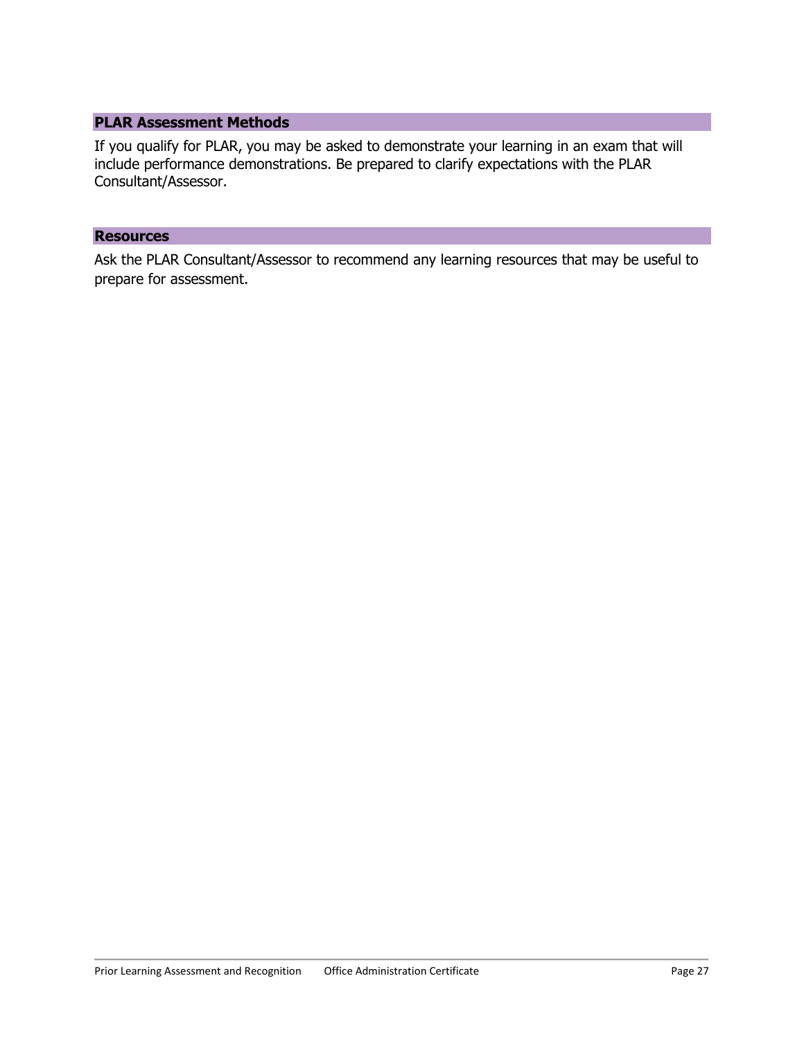## PLAR Assessment Methods

If you qualify for PLAR, you may be asked to demonstrate your learning in an exam that will include performance demonstrations. Be prepared to clarify expectations with the PLAR Consultant/Assessor.

## Resources

Ask the PLAR Consultant/Assessor to recommend any learning resources that may be useful to prepare for assessment.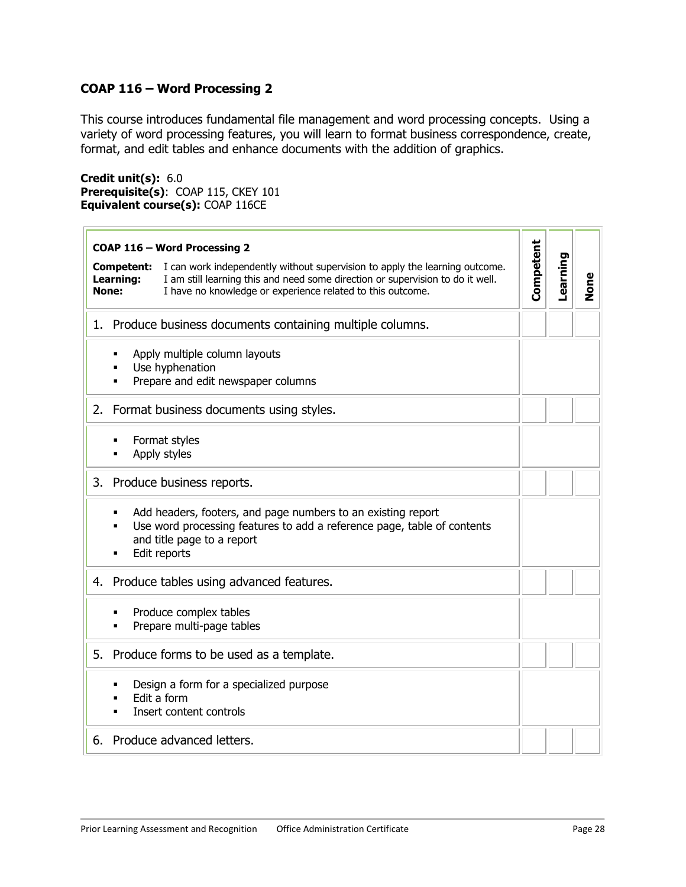## COAP 116 – Word Processing 2

This course introduces fundamental file management and word processing concepts. Using a variety of word processing features, you will learn to format business correspondence, create, format, and edit tables and enhance documents with the addition of graphics.

**Credit unit(s):** 6.0
**Prerequisite(s)**: COAP 115, CKEY 101
**Equivalent course(s):** COAP 116CE

| **COAP 116 – Word Processing 2**<br>**Competent:** I can work independently without supervision to apply the learning outcome.<br>**Learning:** I am still learning this and need some direction or supervision to do it well.<br>**None:** I have no knowledge or experience related to this outcome. | Competent | Learning | None |
|---|---|---|---|
| 1. Produce business documents containing multiple columns. | | | |
| ▪ Apply multiple column layouts<br>▪ Use hyphenation<br>▪ Prepare and edit newspaper columns | | | |
| 2. Format business documents using styles. | | | |
| ▪ Format styles<br>▪ Apply styles | | | |
| 3. Produce business reports. | | | |
| ▪ Add headers, footers, and page numbers to an existing report<br>▪ Use word processing features to add a reference page, table of contents and title page to a report<br>▪ Edit reports | | | |
| 4. Produce tables using advanced features. | | | |
| ▪ Produce complex tables<br>▪ Prepare multi-page tables | | | |
| 5. Produce forms to be used as a template. | | | |
| ▪ Design a form for a specialized purpose<br>▪ Edit a form<br>▪ Insert content controls | | | |
| 6. Produce advanced letters. | | | |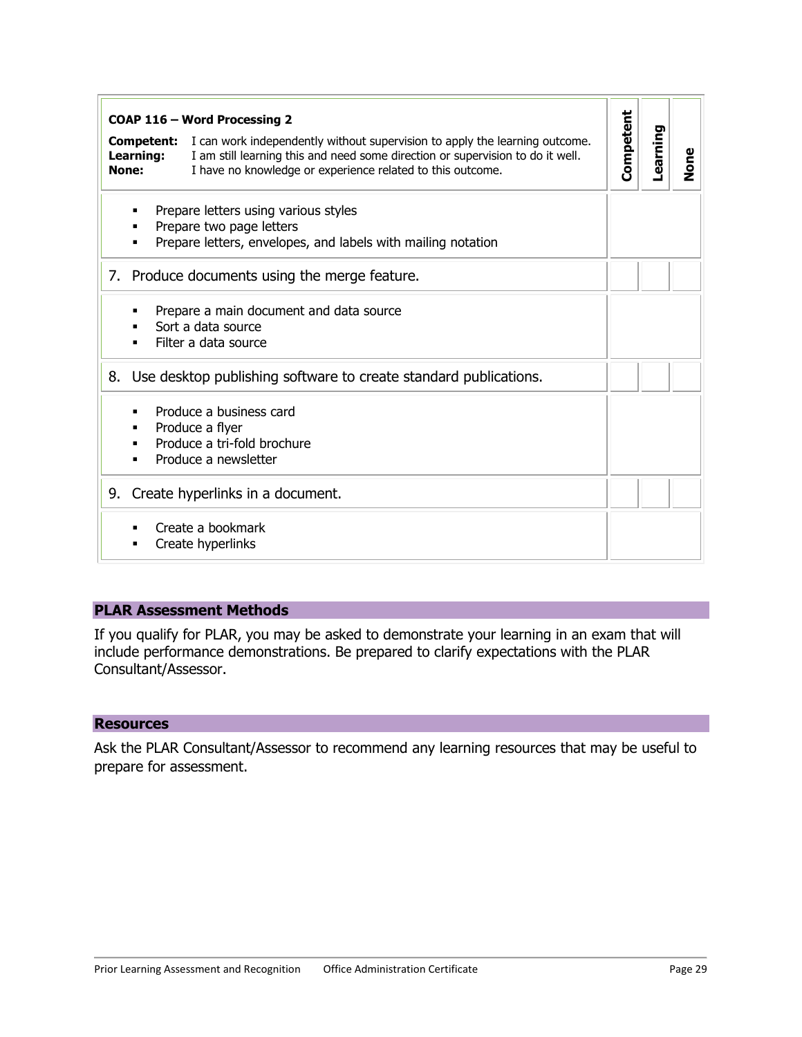| COAP 116 – Word Processing 2<br><br>**Competent:** I can work independently without supervision to apply the learning outcome.<br>**Learning:** I am still learning this and need some direction or supervision to do it well.<br>**None:** I have no knowledge or experience related to this outcome. | Competent | Learning | None |
|---|---|---|---|
| ▪ Prepare letters using various styles<br>▪ Prepare two page letters<br>▪ Prepare letters, envelopes, and labels with mailing notation | | | |
| 7. Produce documents using the merge feature. | | | |
| ▪ Prepare a main document and data source<br>▪ Sort a data source<br>▪ Filter a data source | | | |
| 8. Use desktop publishing software to create standard publications. | | | |
| ▪ Produce a business card<br>▪ Produce a flyer<br>▪ Produce a tri-fold brochure<br>▪ Produce a newsletter | | | |
| 9. Create hyperlinks in a document. | | | |
| ▪ Create a bookmark<br>▪ Create hyperlinks | | | |

## PLAR Assessment Methods

If you qualify for PLAR, you may be asked to demonstrate your learning in an exam that will include performance demonstrations. Be prepared to clarify expectations with the PLAR Consultant/Assessor.

## Resources

Ask the PLAR Consultant/Assessor to recommend any learning resources that may be useful to prepare for assessment.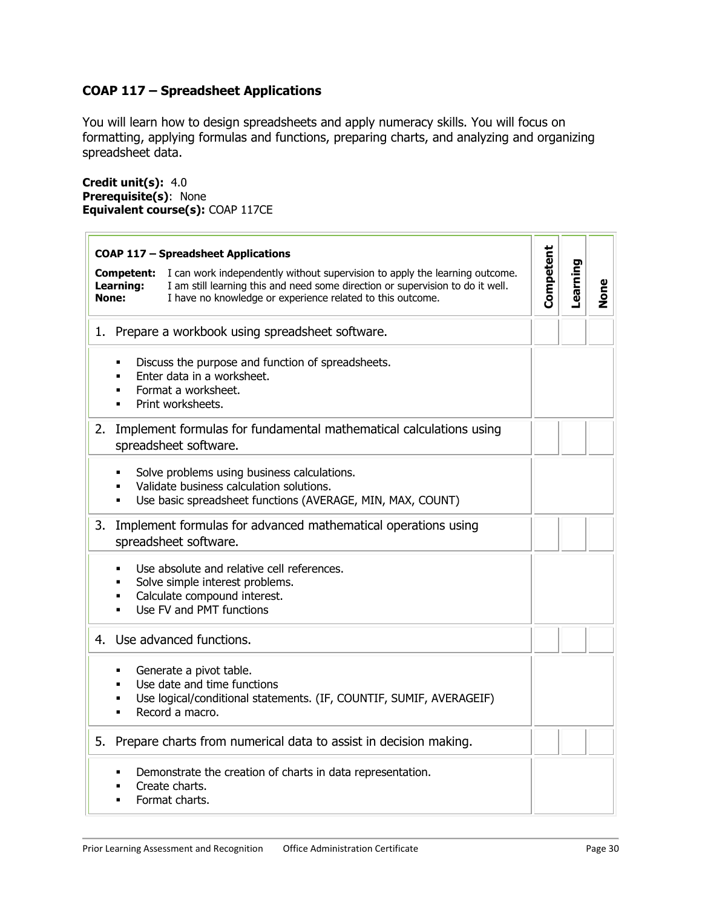## COAP 117 – Spreadsheet Applications

You will learn how to design spreadsheets and apply numeracy skills. You will focus on formatting, applying formulas and functions, preparing charts, and analyzing and organizing spreadsheet data.

**Credit unit(s):** 4.0
**Prerequisite(s)**: None
**Equivalent course(s):** COAP 117CE

| **COAP 117 – Spreadsheet Applications**<br>**Competent:** I can work independently without supervision to apply the learning outcome.<br>**Learning:** I am still learning this and need some direction or supervision to do it well.<br>**None:** I have no knowledge or experience related to this outcome. | **Competent** | **Learning** | **None** |
|---|---|---|---|
| 1. Prepare a workbook using spreadsheet software. | | | |
| ▪ Discuss the purpose and function of spreadsheets.<br>▪ Enter data in a worksheet.<br>▪ Format a worksheet.<br>▪ Print worksheets. | | | |
| 2. Implement formulas for fundamental mathematical calculations using spreadsheet software. | | | |
| ▪ Solve problems using business calculations.<br>▪ Validate business calculation solutions.<br>▪ Use basic spreadsheet functions (AVERAGE, MIN, MAX, COUNT) | | | |
| 3. Implement formulas for advanced mathematical operations using spreadsheet software. | | | |
| ▪ Use absolute and relative cell references.<br>▪ Solve simple interest problems.<br>▪ Calculate compound interest.<br>▪ Use FV and PMT functions | | | |
| 4. Use advanced functions. | | | |
| ▪ Generate a pivot table.<br>▪ Use date and time functions<br>▪ Use logical/conditional statements. (IF, COUNTIF, SUMIF, AVERAGEIF)<br>▪ Record a macro. | | | |
| 5. Prepare charts from numerical data to assist in decision making. | | | |
| ▪ Demonstrate the creation of charts in data representation.<br>▪ Create charts.<br>▪ Format charts. | | | |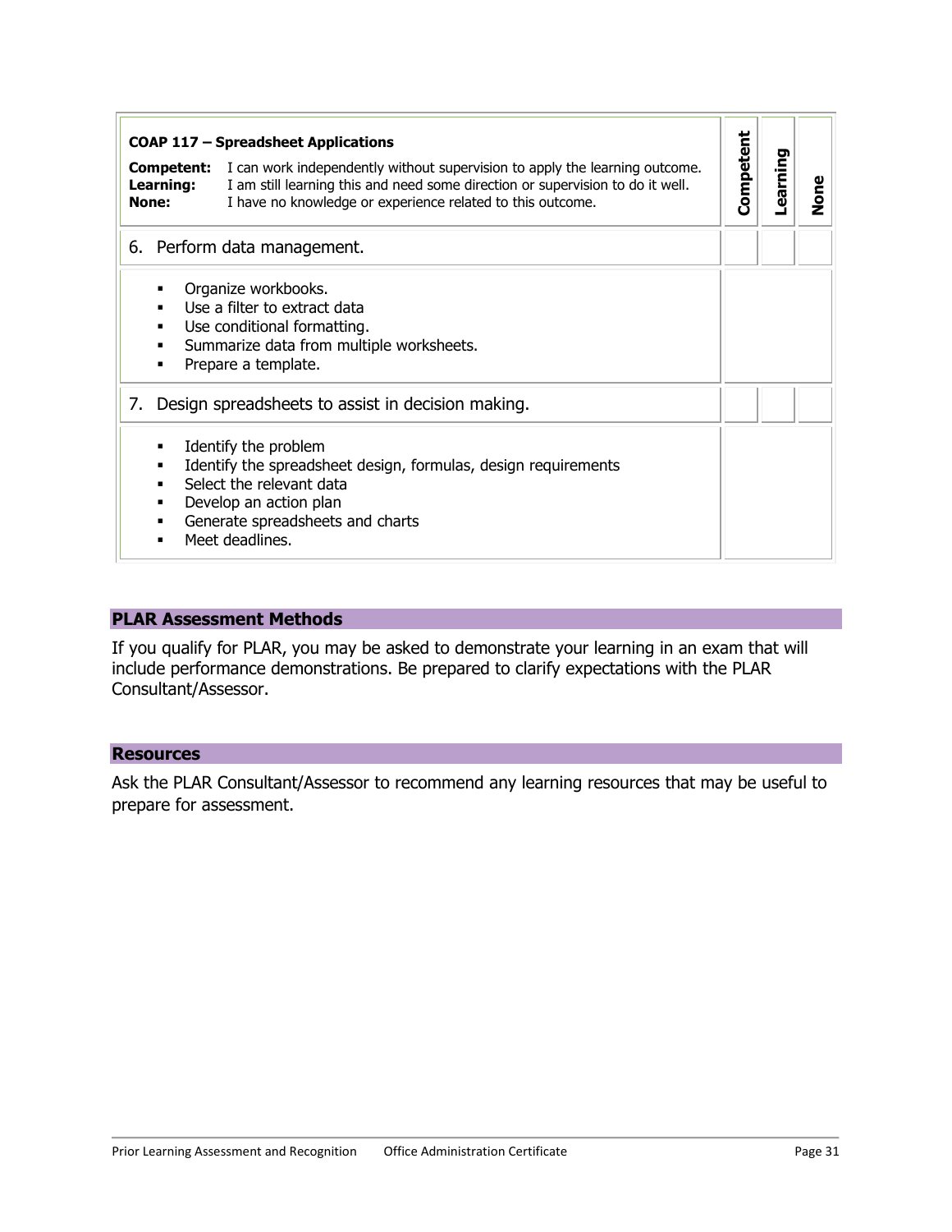| **COAP 117 – Spreadsheet Applications**<br>**Competent:** I can work independently without supervision to apply the learning outcome.<br>**Learning:** I am still learning this and need some direction or supervision to do it well.<br>**None:** I have no knowledge or experience related to this outcome. | **Competent** | **Learning** | **None** |
|---|---|---|---|
| 6. Perform data management. | | | |
| ▪ Organize workbooks.<br>▪ Use a filter to extract data<br>▪ Use conditional formatting.<br>▪ Summarize data from multiple worksheets.<br>▪ Prepare a template. | | | |
| 7. Design spreadsheets to assist in decision making. | | | |
| ▪ Identify the problem<br>▪ Identify the spreadsheet design, formulas, design requirements<br>▪ Select the relevant data<br>▪ Develop an action plan<br>▪ Generate spreadsheets and charts<br>▪ Meet deadlines. | | | |

## PLAR Assessment Methods

If you qualify for PLAR, you may be asked to demonstrate your learning in an exam that will include performance demonstrations. Be prepared to clarify expectations with the PLAR Consultant/Assessor.

## Resources

Ask the PLAR Consultant/Assessor to recommend any learning resources that may be useful to prepare for assessment.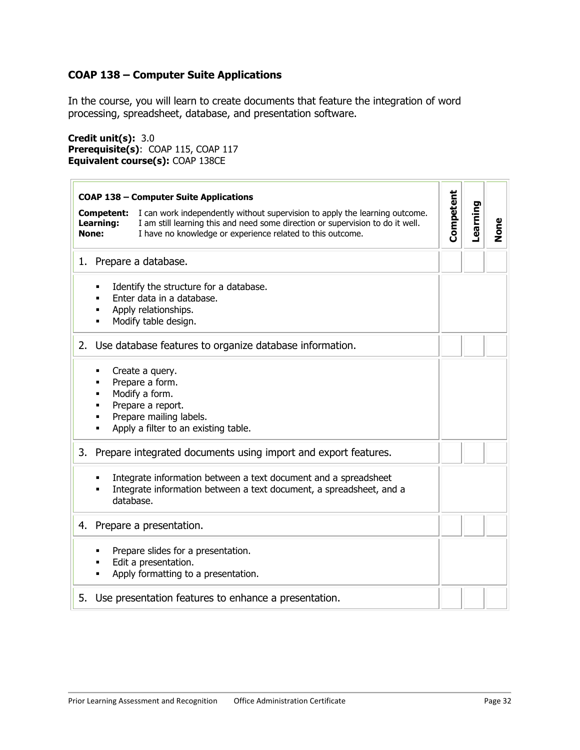## COAP 138 – Computer Suite Applications

In the course, you will learn to create documents that feature the integration of word processing, spreadsheet, database, and presentation software.

**Credit unit(s):** 3.0
**Prerequisite(s)**: COAP 115, COAP 117
**Equivalent course(s):** COAP 138CE

| **COAP 138 – Computer Suite Applications**<br>**Competent:** I can work independently without supervision to apply the learning outcome.<br>**Learning:** I am still learning this and need some direction or supervision to do it well.<br>**None:** I have no knowledge or experience related to this outcome. | Competent | Learning | None |
|---|---|---|---|
| 1. Prepare a database. | | | |
| ▪ Identify the structure for a database.<br>▪ Enter data in a database.<br>▪ Apply relationships.<br>▪ Modify table design. | | | |
| 2. Use database features to organize database information. | | | |
| ▪ Create a query.<br>▪ Prepare a form.<br>▪ Modify a form.<br>▪ Prepare a report.<br>▪ Prepare mailing labels.<br>▪ Apply a filter to an existing table. | | | |
| 3. Prepare integrated documents using import and export features. | | | |
| ▪ Integrate information between a text document and a spreadsheet<br>▪ Integrate information between a text document, a spreadsheet, and a database. | | | |
| 4. Prepare a presentation. | | | |
| ▪ Prepare slides for a presentation.<br>▪ Edit a presentation.<br>▪ Apply formatting to a presentation. | | | |
| 5. Use presentation features to enhance a presentation. | | | |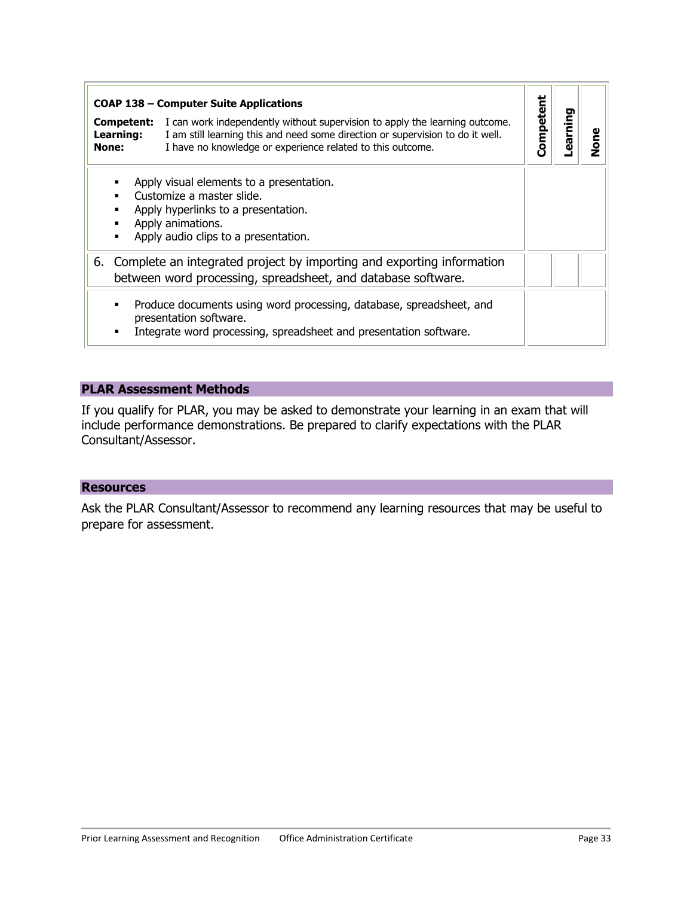| **COAP 138 – Computer Suite Applications**<br>**Competent:** I can work independently without supervision to apply the learning outcome.<br>**Learning:** I am still learning this and need some direction or supervision to do it well.<br>**None:** I have no knowledge or experience related to this outcome. | **Competent** | **Learning** | **None** |
|---|---|---|---|
| ▪ Apply visual elements to a presentation.<br>▪ Customize a master slide.<br>▪ Apply hyperlinks to a presentation.<br>▪ Apply animations.<br>▪ Apply audio clips to a presentation. | | | |
| 6. Complete an integrated project by importing and exporting information between word processing, spreadsheet, and database software. | | | |
| ▪ Produce documents using word processing, database, spreadsheet, and presentation software.<br>▪ Integrate word processing, spreadsheet and presentation software. | | | |

## PLAR Assessment Methods

If you qualify for PLAR, you may be asked to demonstrate your learning in an exam that will include performance demonstrations. Be prepared to clarify expectations with the PLAR Consultant/Assessor.

## Resources

Ask the PLAR Consultant/Assessor to recommend any learning resources that may be useful to prepare for assessment.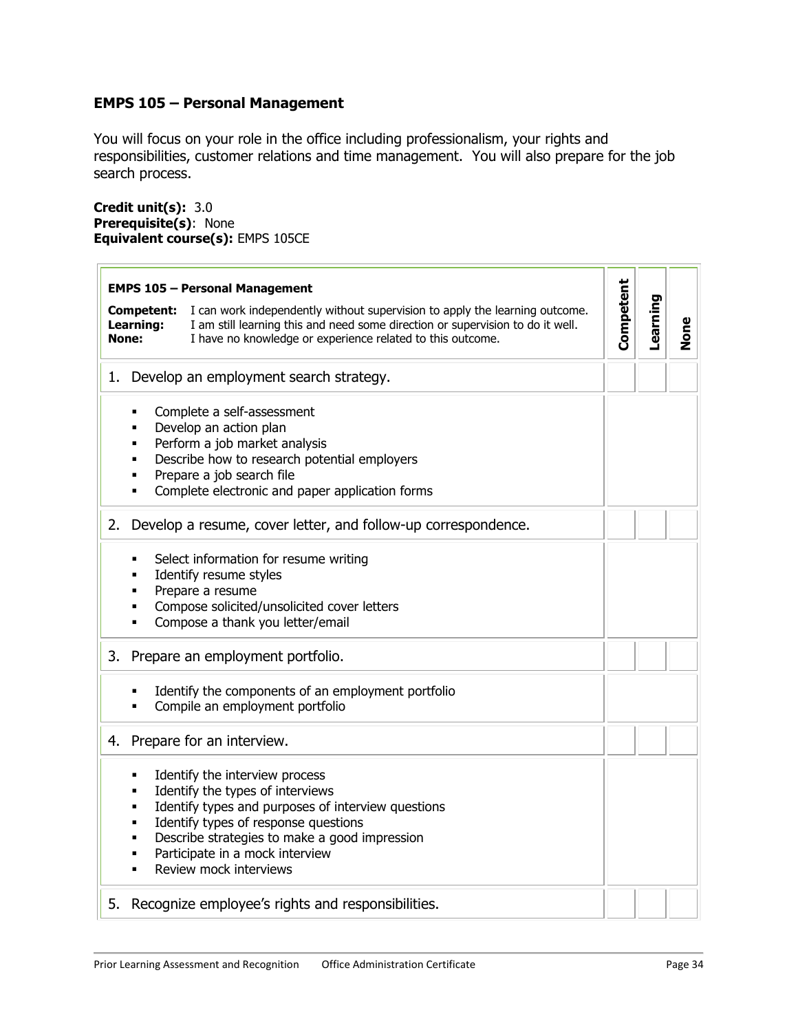## EMPS 105 – Personal Management

You will focus on your role in the office including professionalism, your rights and responsibilities, customer relations and time management. You will also prepare for the job search process.

**Credit unit(s):** 3.0
**Prerequisite(s)**: None
**Equivalent course(s):** EMPS 105CE

| **EMPS 105 – Personal Management**<br>**Competent:** I can work independently without supervision to apply the learning outcome.<br>**Learning:** I am still learning this and need some direction or supervision to do it well.<br>**None:** I have no knowledge or experience related to this outcome. | **Competent** | **Learning** | **None** |
|---|---|---|---|
| 1. Develop an employment search strategy. | | | |
| ▪ Complete a self-assessment<br>▪ Develop an action plan<br>▪ Perform a job market analysis<br>▪ Describe how to research potential employers<br>▪ Prepare a job search file<br>▪ Complete electronic and paper application forms | | | |
| 2. Develop a resume, cover letter, and follow-up correspondence. | | | |
| ▪ Select information for resume writing<br>▪ Identify resume styles<br>▪ Prepare a resume<br>▪ Compose solicited/unsolicited cover letters<br>▪ Compose a thank you letter/email | | | |
| 3. Prepare an employment portfolio. | | | |
| ▪ Identify the components of an employment portfolio<br>▪ Compile an employment portfolio | | | |
| 4. Prepare for an interview. | | | |
| ▪ Identify the interview process<br>▪ Identify the types of interviews<br>▪ Identify types and purposes of interview questions<br>▪ Identify types of response questions<br>▪ Describe strategies to make a good impression<br>▪ Participate in a mock interview<br>▪ Review mock interviews | | | |
| 5. Recognize employee's rights and responsibilities. | | | |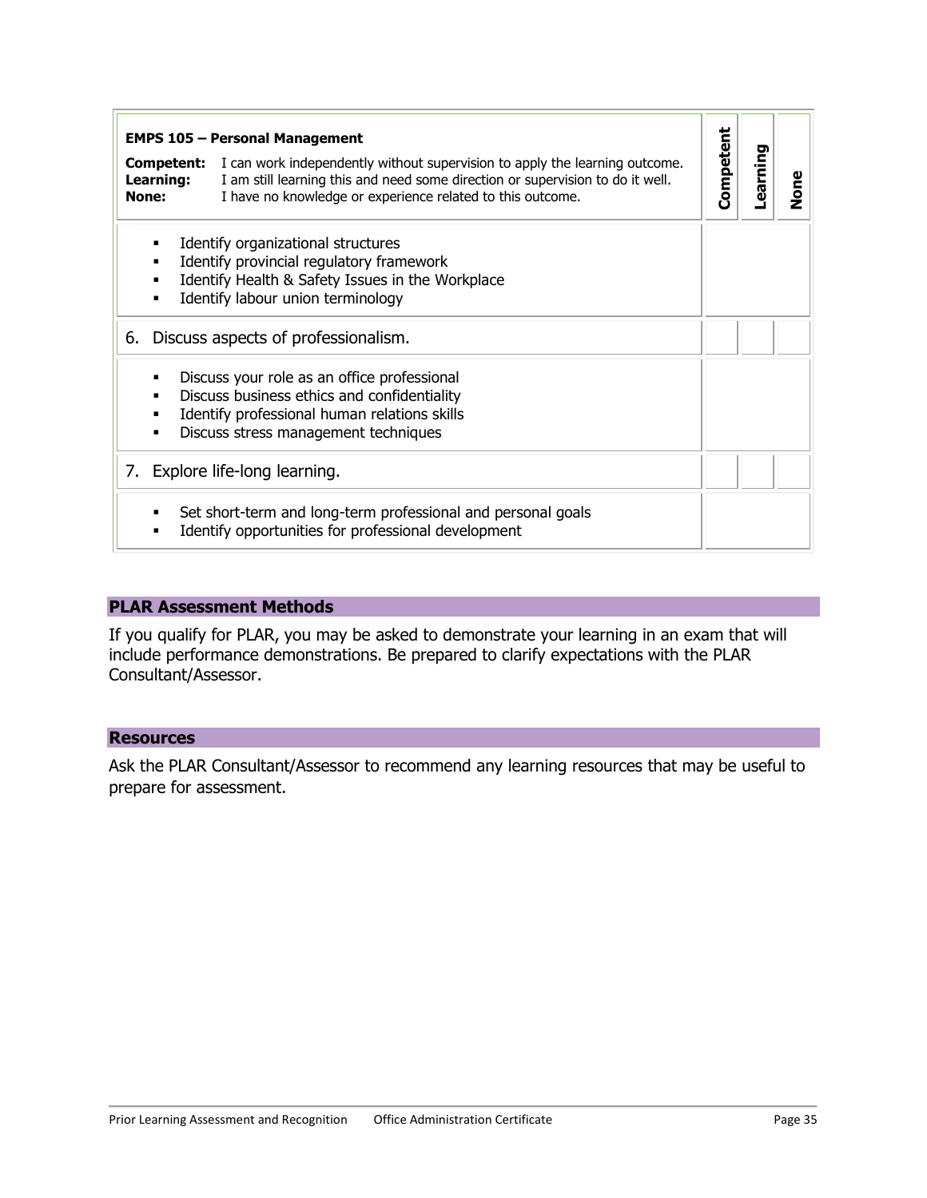| **EMPS 105 – Personal Management**<br>**Competent:** I can work independently without supervision to apply the learning outcome.<br>**Learning:** I am still learning this and need some direction or supervision to do it well.<br>**None:** I have no knowledge or experience related to this outcome. | Competent | Learning | None |
|---|---|---|---|
| ▪ Identify organizational structures<br>▪ Identify provincial regulatory framework<br>▪ Identify Health & Safety Issues in the Workplace<br>▪ Identify labour union terminology | | | |
| 6. Discuss aspects of professionalism. | | | |
| ▪ Discuss your role as an office professional<br>▪ Discuss business ethics and confidentiality<br>▪ Identify professional human relations skills<br>▪ Discuss stress management techniques | | | |
| 7. Explore life-long learning. | | | |
| ▪ Set short-term and long-term professional and personal goals<br>▪ Identify opportunities for professional development | | | |

## PLAR Assessment Methods

If you qualify for PLAR, you may be asked to demonstrate your learning in an exam that will include performance demonstrations. Be prepared to clarify expectations with the PLAR Consultant/Assessor.

## Resources

Ask the PLAR Consultant/Assessor to recommend any learning resources that may be useful to prepare for assessment.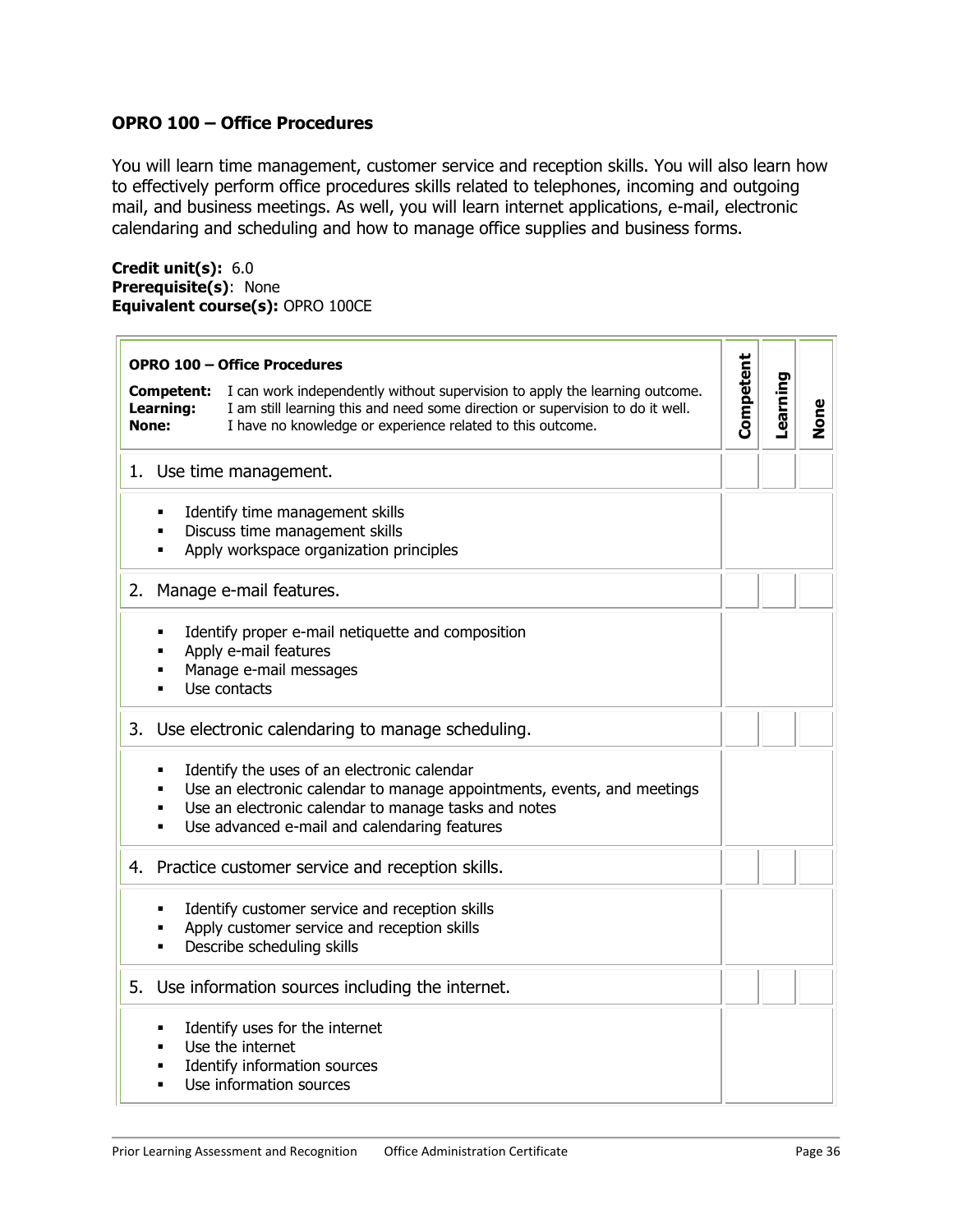### OPRO 100 – Office Procedures

You will learn time management, customer service and reception skills. You will also learn how to effectively perform office procedures skills related to telephones, incoming and outgoing mail, and business meetings. As well, you will learn internet applications, e-mail, electronic calendaring and scheduling and how to manage office supplies and business forms.

**Credit unit(s):** 6.0
**Prerequisite(s)**: None
**Equivalent course(s):** OPRO 100CE

| **OPRO 100 – Office Procedures**<br>**Competent:** I can work independently without supervision to apply the learning outcome.<br>**Learning:** I am still learning this and need some direction or supervision to do it well.<br>**None:** I have no knowledge or experience related to this outcome. | **Competent** | **Learning** | **None** |
|---|---|---|---|
| 1. Use time management. | | | |
| ▪ Identify time management skills<br>▪ Discuss time management skills<br>▪ Apply workspace organization principles | | | |
| 2. Manage e-mail features. | | | |
| ▪ Identify proper e-mail netiquette and composition<br>▪ Apply e-mail features<br>▪ Manage e-mail messages<br>▪ Use contacts | | | |
| 3. Use electronic calendaring to manage scheduling. | | | |
| ▪ Identify the uses of an electronic calendar<br>▪ Use an electronic calendar to manage appointments, events, and meetings<br>▪ Use an electronic calendar to manage tasks and notes<br>▪ Use advanced e-mail and calendaring features | | | |
| 4. Practice customer service and reception skills. | | | |
| ▪ Identify customer service and reception skills<br>▪ Apply customer service and reception skills<br>▪ Describe scheduling skills | | | |
| 5. Use information sources including the internet. | | | |
| ▪ Identify uses for the internet<br>▪ Use the internet<br>▪ Identify information sources<br>▪ Use information sources | | | |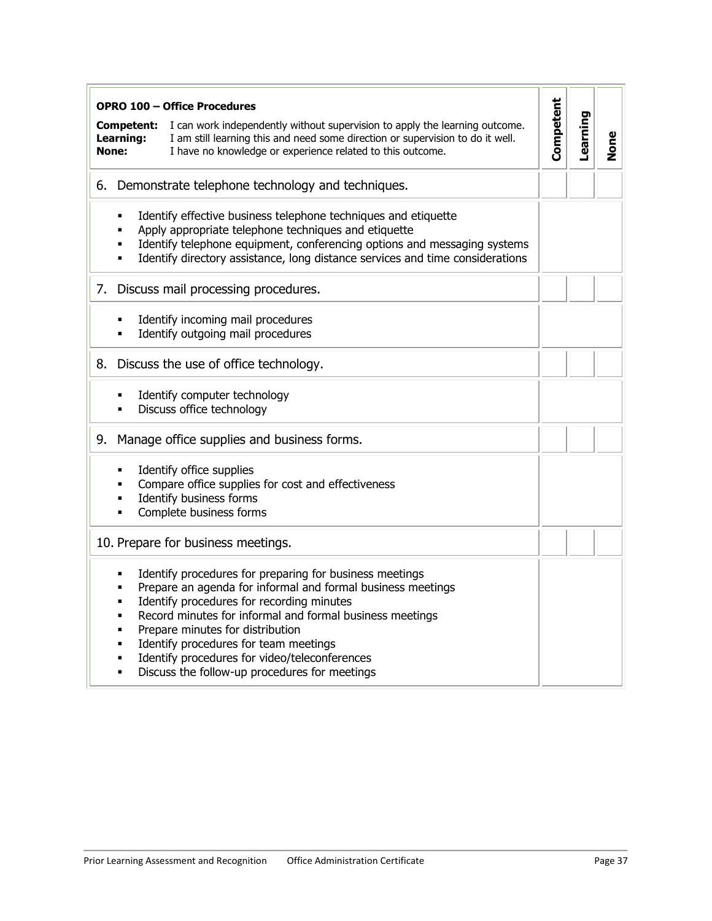| **OPRO 100 – Office Procedures**<br>**Competent:** I can work independently without supervision to apply the learning outcome.<br>**Learning:** I am still learning this and need some direction or supervision to do it well.<br>**None:** I have no knowledge or experience related to this outcome. | **Competent** | **Learning** | **None** |
| --- | --- | --- | --- |
| 6. Demonstrate telephone technology and techniques. | | | |
| ▪ Identify effective business telephone techniques and etiquette<br>▪ Apply appropriate telephone techniques and etiquette<br>▪ Identify telephone equipment, conferencing options and messaging systems<br>▪ Identify directory assistance, long distance services and time considerations | | | |
| 7. Discuss mail processing procedures. | | | |
| ▪ Identify incoming mail procedures<br>▪ Identify outgoing mail procedures | | | |
| 8. Discuss the use of office technology. | | | |
| ▪ Identify computer technology<br>▪ Discuss office technology | | | |
| 9. Manage office supplies and business forms. | | | |
| ▪ Identify office supplies<br>▪ Compare office supplies for cost and effectiveness<br>▪ Identify business forms<br>▪ Complete business forms | | | |
| 10. Prepare for business meetings. | | | |
| ▪ Identify procedures for preparing for business meetings<br>▪ Prepare an agenda for informal and formal business meetings<br>▪ Identify procedures for recording minutes<br>▪ Record minutes for informal and formal business meetings<br>▪ Prepare minutes for distribution<br>▪ Identify procedures for team meetings<br>▪ Identify procedures for video/teleconferences<br>▪ Discuss the follow-up procedures for meetings | | | |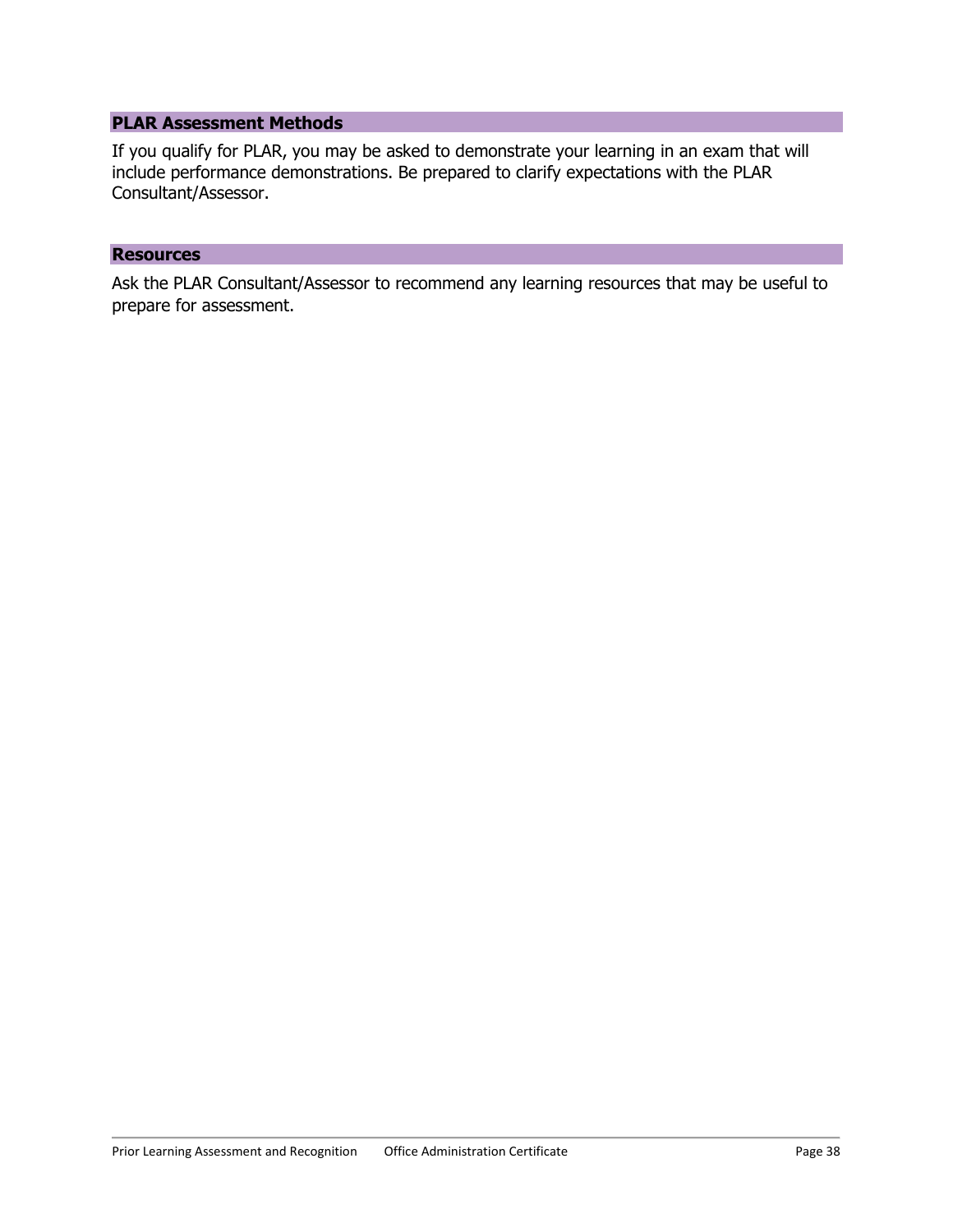## PLAR Assessment Methods

If you qualify for PLAR, you may be asked to demonstrate your learning in an exam that will include performance demonstrations. Be prepared to clarify expectations with the PLAR Consultant/Assessor.

## Resources

Ask the PLAR Consultant/Assessor to recommend any learning resources that may be useful to prepare for assessment.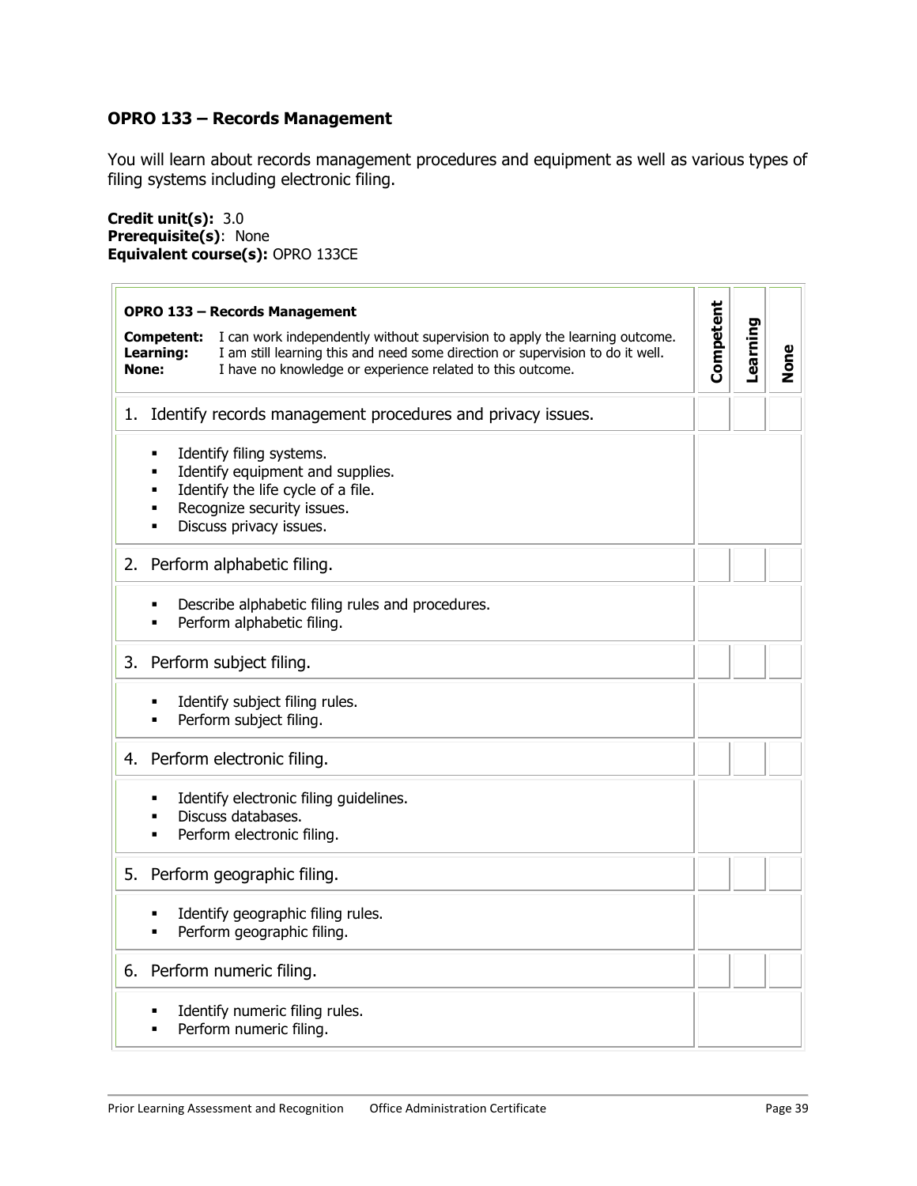## OPRO 133 – Records Management

You will learn about records management procedures and equipment as well as various types of filing systems including electronic filing.

**Credit unit(s):** 3.0
**Prerequisite(s)**: None
**Equivalent course(s):** OPRO 133CE

| **OPRO 133 – Records Management**<br>**Competent:** I can work independently without supervision to apply the learning outcome.<br>**Learning:** I am still learning this and need some direction or supervision to do it well.<br>**None:** I have no knowledge or experience related to this outcome. | **Competent** | **Learning** | **None** |
|---|---|---|---|
| 1. Identify records management procedures and privacy issues. | | | |
| ▪ Identify filing systems.<br>▪ Identify equipment and supplies.<br>▪ Identify the life cycle of a file.<br>▪ Recognize security issues.<br>▪ Discuss privacy issues. | | | |
| 2. Perform alphabetic filing. | | | |
| ▪ Describe alphabetic filing rules and procedures.<br>▪ Perform alphabetic filing. | | | |
| 3. Perform subject filing. | | | |
| ▪ Identify subject filing rules.<br>▪ Perform subject filing. | | | |
| 4. Perform electronic filing. | | | |
| ▪ Identify electronic filing guidelines.<br>▪ Discuss databases.<br>▪ Perform electronic filing. | | | |
| 5. Perform geographic filing. | | | |
| ▪ Identify geographic filing rules.<br>▪ Perform geographic filing. | | | |
| 6. Perform numeric filing. | | | |
| ▪ Identify numeric filing rules.<br>▪ Perform numeric filing. | | | |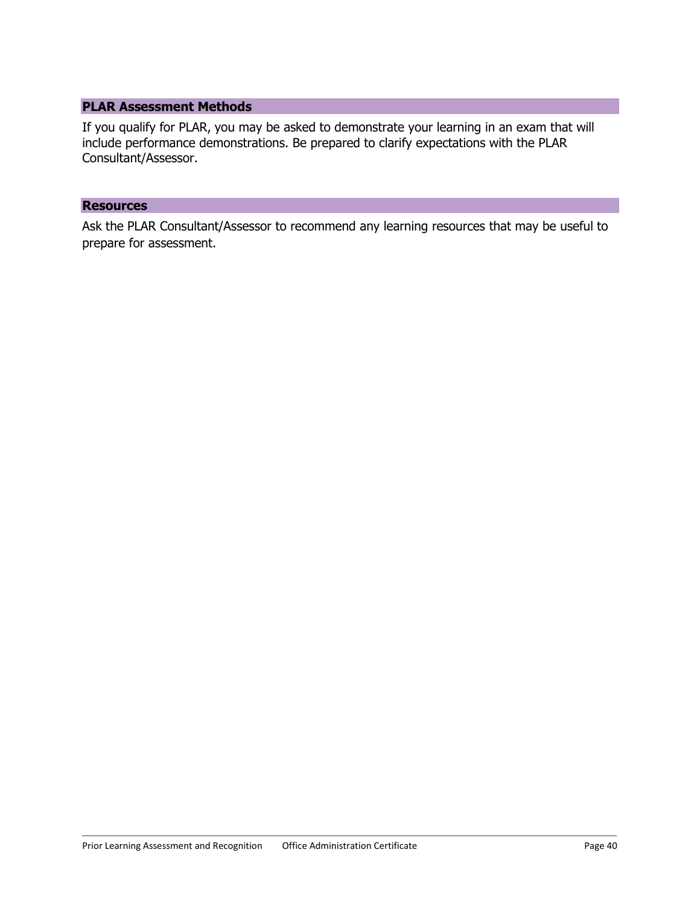## PLAR Assessment Methods

If you qualify for PLAR, you may be asked to demonstrate your learning in an exam that will include performance demonstrations. Be prepared to clarify expectations with the PLAR Consultant/Assessor.

## Resources

Ask the PLAR Consultant/Assessor to recommend any learning resources that may be useful to prepare for assessment.